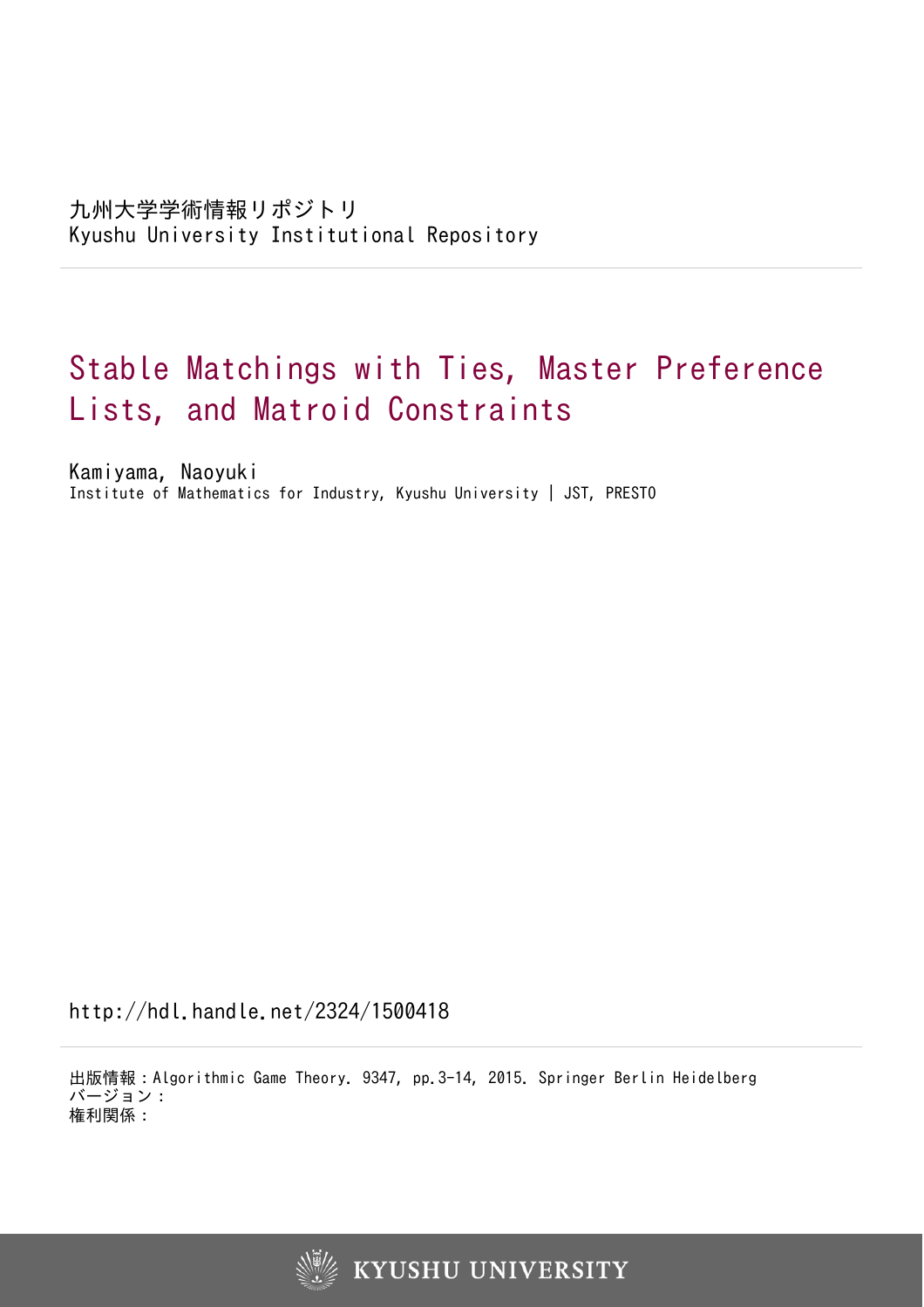九州大学学術情報リポジトリ
Kyushu University Institutional Repository

# Stable Matchings with Ties, Master Preference Lists, and Matroid Constraints

Kamiyama, Naoyuki
Institute of Mathematics for Industry, Kyushu University | JST, PRESTO

http://hdl.handle.net/2324/1500418

出版情報：Algorithmic Game Theory. 9347, pp.3-14, 2015. Springer Berlin Heidelberg
バージョン：
権利関係：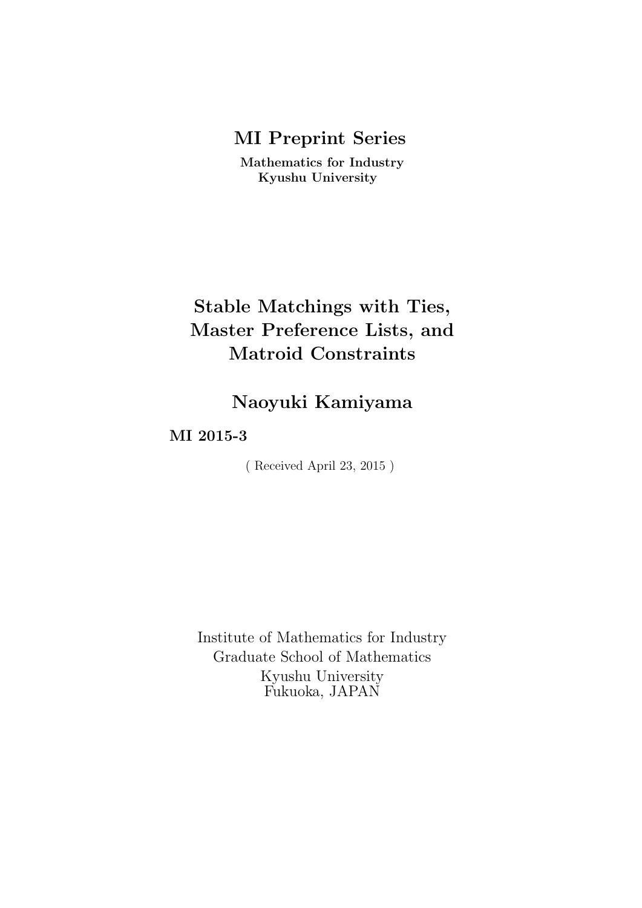# MI Preprint Series

**Mathematics for Industry**
**Kyushu University**

# Stable Matchings with Ties, Master Preference Lists, and Matroid Constraints

## Naoyuki Kamiyama

**MI 2015-3**

( Received April 23, 2015 )

Institute of Mathematics for Industry
Graduate School of Mathematics
Kyushu University
Fukuoka, JAPAN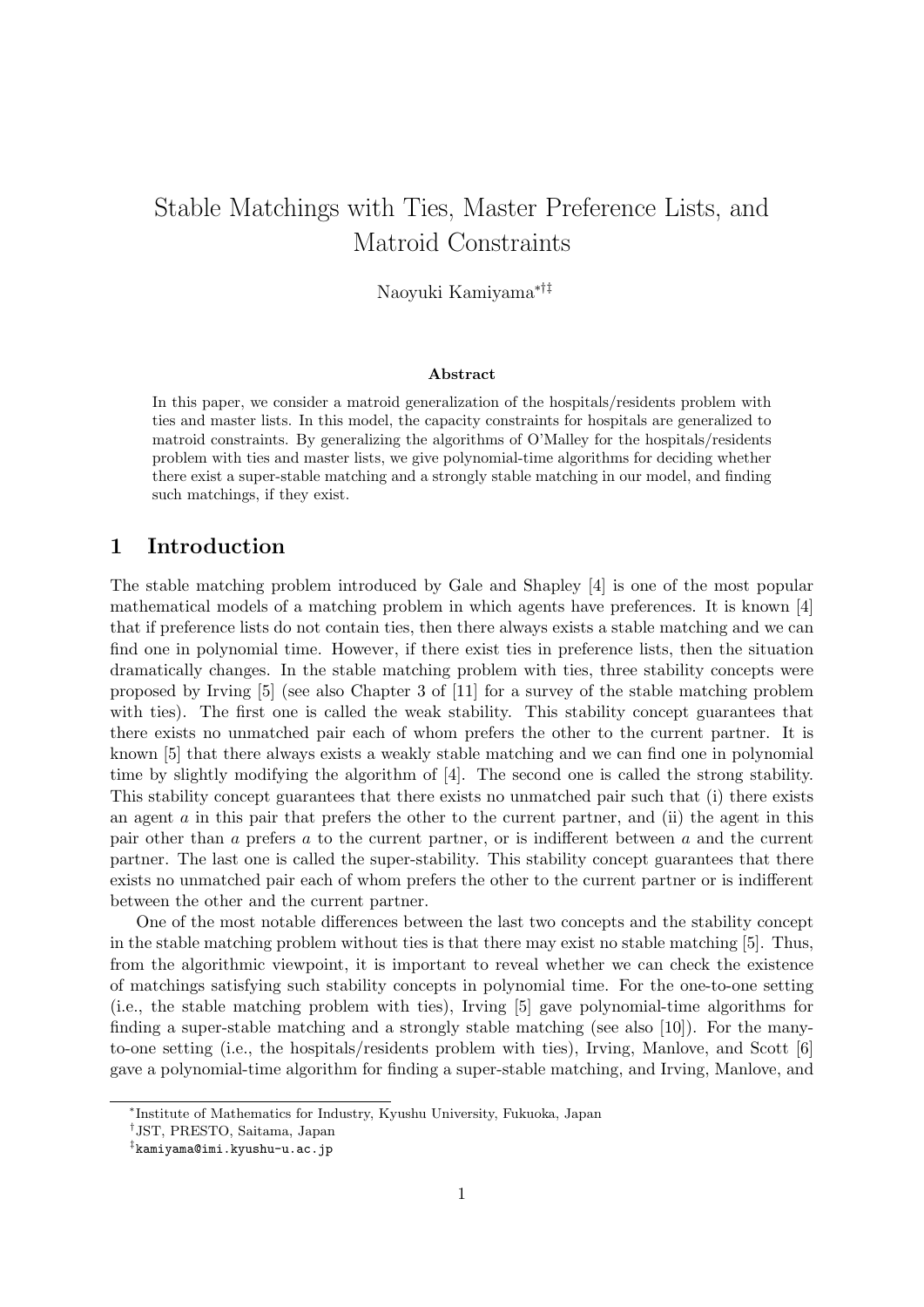# Stable Matchings with Ties, Master Preference Lists, and Matroid Constraints

Naoyuki Kamiyama[*†‡]

**Abstract**

In this paper, we consider a matroid generalization of the hospitals/residents problem with ties and master lists. In this model, the capacity constraints for hospitals are generalized to matroid constraints. By generalizing the algorithms of O'Malley for the hospitals/residents problem with ties and master lists, we give polynomial-time algorithms for deciding whether there exist a super-stable matching and a strongly stable matching in our model, and finding such matchings, if they exist.

## 1 Introduction

The stable matching problem introduced by Gale and Shapley [4] is one of the most popular mathematical models of a matching problem in which agents have preferences. It is known [4] that if preference lists do not contain ties, then there always exists a stable matching and we can find one in polynomial time. However, if there exist ties in preference lists, then the situation dramatically changes. In the stable matching problem with ties, three stability concepts were proposed by Irving [5] (see also Chapter 3 of [11] for a survey of the stable matching problem with ties). The first one is called the weak stability. This stability concept guarantees that there exists no unmatched pair each of whom prefers the other to the current partner. It is known [5] that there always exists a weakly stable matching and we can find one in polynomial time by slightly modifying the algorithm of [4]. The second one is called the strong stability. This stability concept guarantees that there exists no unmatched pair such that (i) there exists an agent $a$ in this pair that prefers the other to the current partner, and (ii) the agent in this pair other than $a$ prefers $a$ to the current partner, or is indifferent between $a$ and the current partner. The last one is called the super-stability. This stability concept guarantees that there exists no unmatched pair each of whom prefers the other to the current partner or is indifferent between the other and the current partner.

One of the most notable differences between the last two concepts and the stability concept in the stable matching problem without ties is that there may exist no stable matching [5]. Thus, from the algorithmic viewpoint, it is important to reveal whether we can check the existence of matchings satisfying such stability concepts in polynomial time. For the one-to-one setting (i.e., the stable matching problem with ties), Irving [5] gave polynomial-time algorithms for finding a super-stable matching and a strongly stable matching (see also [10]). For the many-to-one setting (i.e., the hospitals/residents problem with ties), Irving, Manlove, and Scott [6] gave a polynomial-time algorithm for finding a super-stable matching, and Irving, Manlove, and

[*] Institute of Mathematics for Industry, Kyushu University, Fukuoka, Japan

[†] JST, PRESTO, Saitama, Japan

[‡] kamiyama@imi.kyushu-u.ac.jp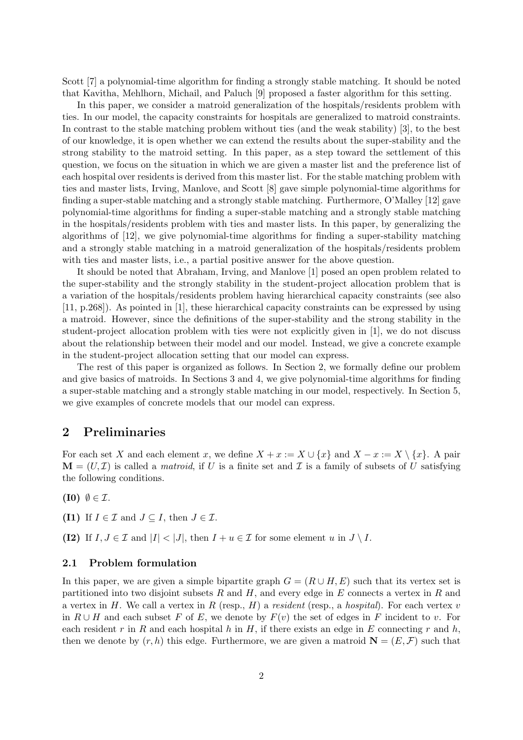Scott [7] a polynomial-time algorithm for finding a strongly stable matching. It should be noted that Kavitha, Mehlhorn, Michail, and Paluch [9] proposed a faster algorithm for this setting.

In this paper, we consider a matroid generalization of the hospitals/residents problem with ties. In our model, the capacity constraints for hospitals are generalized to matroid constraints. In contrast to the stable matching problem without ties (and the weak stability) [3], to the best of our knowledge, it is open whether we can extend the results about the super-stability and the strong stability to the matroid setting. In this paper, as a step toward the settlement of this question, we focus on the situation in which we are given a master list and the preference list of each hospital over residents is derived from this master list. For the stable matching problem with ties and master lists, Irving, Manlove, and Scott [8] gave simple polynomial-time algorithms for finding a super-stable matching and a strongly stable matching. Furthermore, O'Malley [12] gave polynomial-time algorithms for finding a super-stable matching and a strongly stable matching in the hospitals/residents problem with ties and master lists. In this paper, by generalizing the algorithms of [12], we give polynomial-time algorithms for finding a super-stability matching and a strongly stable matching in a matroid generalization of the hospitals/residents problem with ties and master lists, i.e., a partial positive answer for the above question.

It should be noted that Abraham, Irving, and Manlove [1] posed an open problem related to the super-stability and the strongly stability in the student-project allocation problem that is a variation of the hospitals/residents problem having hierarchical capacity constraints (see also [11, p.268]). As pointed in [1], these hierarchical capacity constraints can be expressed by using a matroid. However, since the definitions of the super-stability and the strong stability in the student-project allocation problem with ties were not explicitly given in [1], we do not discuss about the relationship between their model and our model. Instead, we give a concrete example in the student-project allocation setting that our model can express.

The rest of this paper is organized as follows. In Section 2, we formally define our problem and give basics of matroids. In Sections 3 and 4, we give polynomial-time algorithms for finding a super-stable matching and a strongly stable matching in our model, respectively. In Section 5, we give examples of concrete models that our model can express.

## 2 Preliminaries

For each set $X$ and each element $x$, we define $X + x := X \cup \{x\}$ and $X - x := X \setminus \{x\}$. A pair $\mathbf{M} = (U, \mathcal{I})$ is called a *matroid*, if $U$ is a finite set and $\mathcal{I}$ is a family of subsets of $U$ satisfying the following conditions.

**(I0)** $\emptyset \in \mathcal{I}$.

**(I1)** If $I \in \mathcal{I}$ and $J \subseteq I$, then $J \in \mathcal{I}$.

**(I2)** If $I, J \in \mathcal{I}$ and $|I| < |J|$, then $I + u \in \mathcal{I}$ for some element $u$ in $J \setminus I$.

### 2.1 Problem formulation

In this paper, we are given a simple bipartite graph $G = (R \cup H, E)$ such that its vertex set is partitioned into two disjoint subsets $R$ and $H$, and every edge in $E$ connects a vertex in $R$ and a vertex in $H$. We call a vertex in $R$ (resp., $H$) a *resident* (resp., a *hospital*). For each vertex $v$ in $R \cup H$ and each subset $F$ of $E$, we denote by $F(v)$ the set of edges in $F$ incident to $v$. For each resident $r$ in $R$ and each hospital $h$ in $H$, if there exists an edge in $E$ connecting $r$ and $h$, then we denote by $(r, h)$ this edge. Furthermore, we are given a matroid $\mathbf{N} = (E, \mathcal{F})$ such that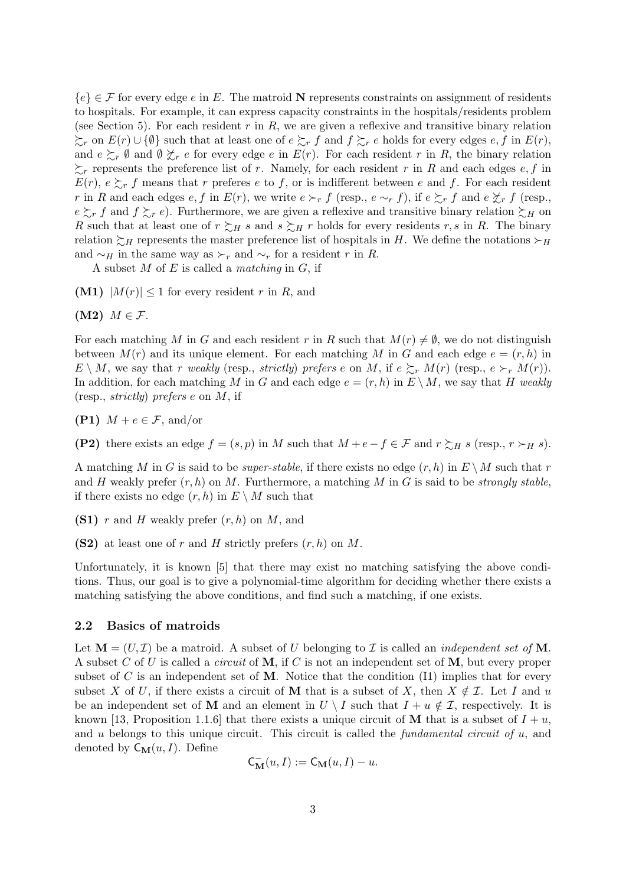$\{e\} \in \mathcal{F}$ for every edge $e$ in $E$. The matroid $\mathbf{N}$ represents constraints on assignment of residents to hospitals. For example, it can express capacity constraints in the hospitals/residents problem (see Section 5). For each resident $r$ in $R$, we are given a reflexive and transitive binary relation $\succsim_r$ on $E(r) \cup \{\emptyset\}$ such that at least one of $e \succsim_r f$ and $f \succsim_r e$ holds for every edges $e, f$ in $E(r)$, and $e \succsim_r \emptyset$ and $\emptyset \not\succsim_r e$ for every edge $e$ in $E(r)$. For each resident $r$ in $R$, the binary relation $\succsim_r$ represents the preference list of $r$. Namely, for each resident $r$ in $R$ and each edges $e, f$ in $E(r)$, $e \succsim_r f$ means that $r$ preferes $e$ to $f$, or is indifferent between $e$ and $f$. For each resident $r$ in $R$ and each edges $e, f$ in $E(r)$, we write $e \succ_r f$ (resp., $e \sim_r f$), if $e \succsim_r f$ and $e \not\succsim_r f$ (resp., $e \succsim_r f$ and $f \succsim_r e$). Furthermore, we are given a reflexive and transitive binary relation $\succsim_H$ on $R$ such that at least one of $r \succsim_H s$ and $s \succsim_H r$ holds for every residents $r, s$ in $R$. The binary relation $\succsim_H$ represents the master preference list of hospitals in $H$. We define the notations $\succ_H$ and $\sim_H$ in the same way as $\succ_r$ and $\sim_r$ for a resident $r$ in $R$.

A subset $M$ of $E$ is called a *matching* in $G$, if

**(M1)** $|M(r)| \leq 1$ for every resident $r$ in $R$, and

**(M2)** $M \in \mathcal{F}$.

For each matching $M$ in $G$ and each resident $r$ in $R$ such that $M(r) \neq \emptyset$, we do not distinguish between $M(r)$ and its unique element. For each matching $M$ in $G$ and each edge $e = (r, h)$ in $E \setminus M$, we say that $r$ *weakly* (resp., *strictly*) *prefers* $e$ on $M$, if $e \succsim_r M(r)$ (resp., $e \succ_r M(r)$). In addition, for each matching $M$ in $G$ and each edge $e = (r, h)$ in $E \setminus M$, we say that $H$ *weakly* (resp., *strictly*) *prefers* $e$ on $M$, if

**(P1)** $M + e \in \mathcal{F}$, and/or

**(P2)** there exists an edge $f = (s, p)$ in $M$ such that $M + e - f \in \mathcal{F}$ and $r \succsim_H s$ (resp., $r \succ_H s$).

A matching $M$ in $G$ is said to be *super-stable*, if there exists no edge $(r, h)$ in $E \setminus M$ such that $r$ and $H$ weakly prefer $(r, h)$ on $M$. Furthermore, a matching $M$ in $G$ is said to be *strongly stable*, if there exists no edge $(r, h)$ in $E \setminus M$ such that

**(S1)** $r$ and $H$ weakly prefer $(r, h)$ on $M$, and

**(S2)** at least one of $r$ and $H$ strictly prefers $(r, h)$ on $M$.

Unfortunately, it is known [5] that there may exist no matching satisfying the above conditions. Thus, our goal is to give a polynomial-time algorithm for deciding whether there exists a matching satisfying the above conditions, and find such a matching, if one exists.

### 2.2 Basics of matroids

Let $\mathbf{M} = (U, \mathcal{I})$ be a matroid. A subset of $U$ belonging to $\mathcal{I}$ is called an *independent set of* $\mathbf{M}$. A subset $C$ of $U$ is called a *circuit* of $\mathbf{M}$, if $C$ is not an independent set of $\mathbf{M}$, but every proper subset of $C$ is an independent set of $\mathbf{M}$. Notice that the condition (I1) implies that for every subset $X$ of $U$, if there exists a circuit of $\mathbf{M}$ that is a subset of $X$, then $X \notin \mathcal{I}$. Let $I$ and $u$ be an independent set of $\mathbf{M}$ and an element in $U \setminus I$ such that $I + u \notin \mathcal{I}$, respectively. It is known [13, Proposition 1.1.6] that there exists a unique circuit of $\mathbf{M}$ that is a subset of $I + u$, and $u$ belongs to this unique circuit. This circuit is called the *fundamental circuit of* $u$, and denoted by $\mathsf{C}_{\mathbf{M}}(u, I)$. Define

$$\mathsf{C}^-_{\mathbf{M}}(u, I) := \mathsf{C}_{\mathbf{M}}(u, I) - u.$$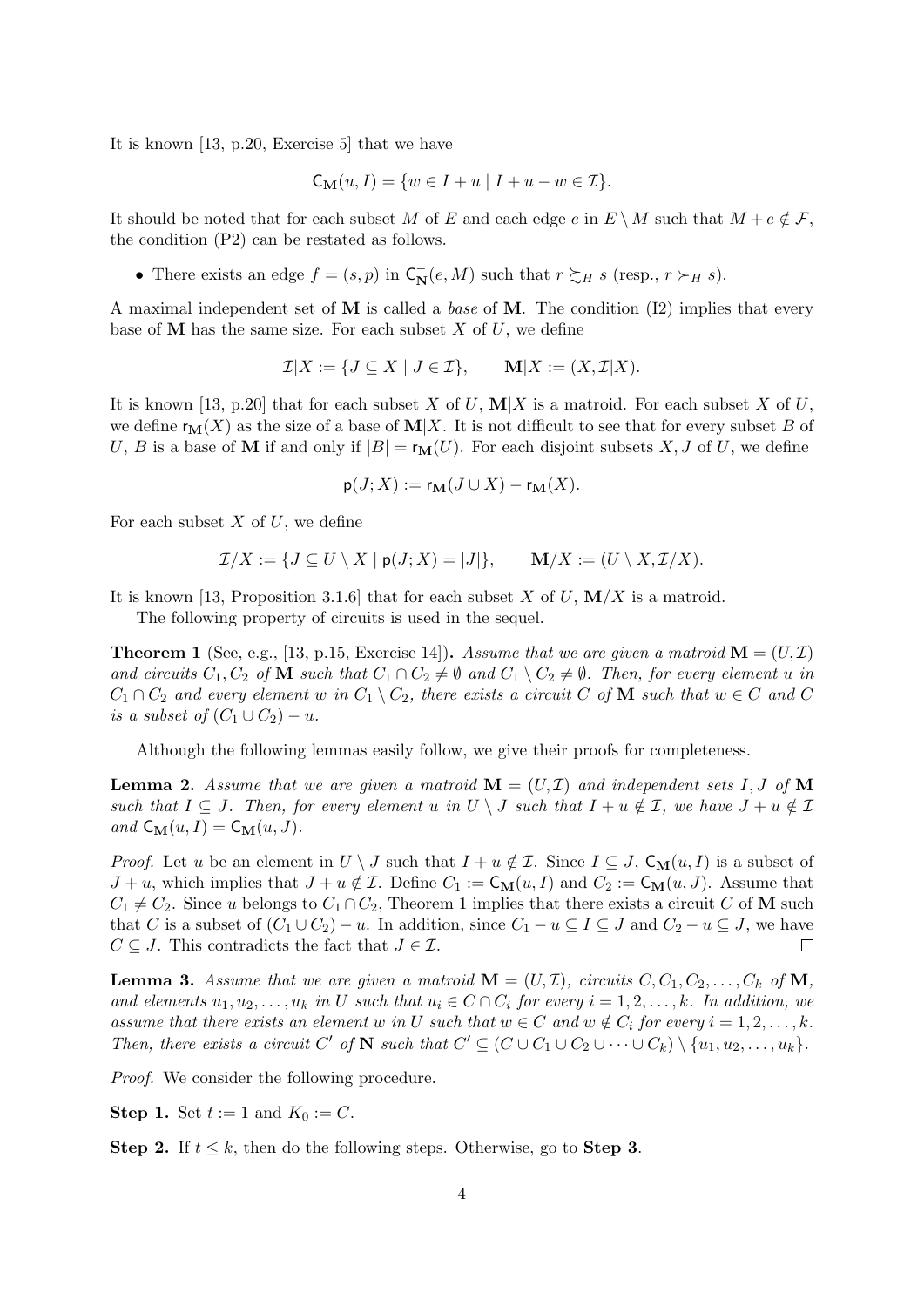It is known [13, p.20, Exercise 5] that we have

$$\mathsf{C}_{\mathbf{M}}(u, I) = \{w \in I + u \mid I + u - w \in \mathcal{I}\}.$$

It should be noted that for each subset $M$ of $E$ and each edge $e$ in $E \setminus M$ such that $M + e \notin \mathcal{F}$, the condition (P2) can be restated as follows.

- There exists an edge $f = (s, p)$ in $\mathsf{C}^{-}_{\mathbf{N}}(e, M)$ such that $r \succsim_H s$ (resp., $r \succ_H s$).

A maximal independent set of $\mathbf{M}$ is called a *base* of $\mathbf{M}$. The condition (I2) implies that every base of $\mathbf{M}$ has the same size. For each subset $X$ of $U$, we define

$$\mathcal{I}|X := \{J \subseteq X \mid J \in \mathcal{I}\}, \qquad \mathbf{M}|X := (X, \mathcal{I}|X).$$

It is known [13, p.20] that for each subset $X$ of $U$, $\mathbf{M}|X$ is a matroid. For each subset $X$ of $U$, we define $\mathsf{r}_{\mathbf{M}}(X)$ as the size of a base of $\mathbf{M}|X$. It is not difficult to see that for every subset $B$ of $U$, $B$ is a base of $\mathbf{M}$ if and only if $|B| = \mathsf{r}_{\mathbf{M}}(U)$. For each disjoint subsets $X, J$ of $U$, we define

$$\mathsf{p}(J; X) := \mathsf{r}_{\mathbf{M}}(J \cup X) - \mathsf{r}_{\mathbf{M}}(X).$$

For each subset $X$ of $U$, we define

$$\mathcal{I}/X := \{J \subseteq U \setminus X \mid \mathsf{p}(J; X) = |J|\}, \qquad \mathbf{M}/X := (U \setminus X, \mathcal{I}/X).$$

It is known [13, Proposition 3.1.6] that for each subset $X$ of $U$, $\mathbf{M}/X$ is a matroid.

The following property of circuits is used in the sequel.

**Theorem 1** (See, e.g., [13, p.15, Exercise 14]). *Assume that we are given a matroid $\mathbf{M} = (U, \mathcal{I})$ and circuits $C_1, C_2$ of $\mathbf{M}$ such that $C_1 \cap C_2 \neq \emptyset$ and $C_1 \setminus C_2 \neq \emptyset$. Then, for every element $u$ in $C_1 \cap C_2$ and every element $w$ in $C_1 \setminus C_2$, there exists a circuit $C$ of $\mathbf{M}$ such that $w \in C$ and $C$ is a subset of $(C_1 \cup C_2) - u$.*

Although the following lemmas easily follow, we give their proofs for completeness.

**Lemma 2.** *Assume that we are given a matroid $\mathbf{M} = (U, \mathcal{I})$ and independent sets $I, J$ of $\mathbf{M}$ such that $I \subseteq J$. Then, for every element $u$ in $U \setminus J$ such that $I + u \notin \mathcal{I}$, we have $J + u \notin \mathcal{I}$ and $\mathsf{C}_{\mathbf{M}}(u, I) = \mathsf{C}_{\mathbf{M}}(u, J)$.*

*Proof.* Let $u$ be an element in $U \setminus J$ such that $I + u \notin \mathcal{I}$. Since $I \subseteq J$, $\mathsf{C}_{\mathbf{M}}(u, I)$ is a subset of $J + u$, which implies that $J + u \notin \mathcal{I}$. Define $C_1 := \mathsf{C}_{\mathbf{M}}(u, I)$ and $C_2 := \mathsf{C}_{\mathbf{M}}(u, J)$. Assume that $C_1 \neq C_2$. Since $u$ belongs to $C_1 \cap C_2$, Theorem 1 implies that there exists a circuit $C$ of $\mathbf{M}$ such that $C$ is a subset of $(C_1 \cup C_2) - u$. In addition, since $C_1 - u \subseteq I \subseteq J$ and $C_2 - u \subseteq J$, we have $C \subseteq J$. This contradicts the fact that $J \in \mathcal{I}$. □

**Lemma 3.** *Assume that we are given a matroid $\mathbf{M} = (U, \mathcal{I})$, circuits $C, C_1, C_2, \ldots, C_k$ of $\mathbf{M}$, and elements $u_1, u_2, \ldots, u_k$ in $U$ such that $u_i \in C \cap C_i$ for every $i = 1, 2, \ldots, k$. In addition, we assume that there exists an element $w$ in $U$ such that $w \in C$ and $w \notin C_i$ for every $i = 1, 2, \ldots, k$. Then, there exists a circuit $C'$ of $\mathbf{N}$ such that $C' \subseteq (C \cup C_1 \cup C_2 \cup \cdots \cup C_k) \setminus \{u_1, u_2, \ldots, u_k\}$.*

*Proof.* We consider the following procedure.

**Step 1.** Set $t := 1$ and $K_0 := C$.

**Step 2.** If $t \leq k$, then do the following steps. Otherwise, go to **Step 3**.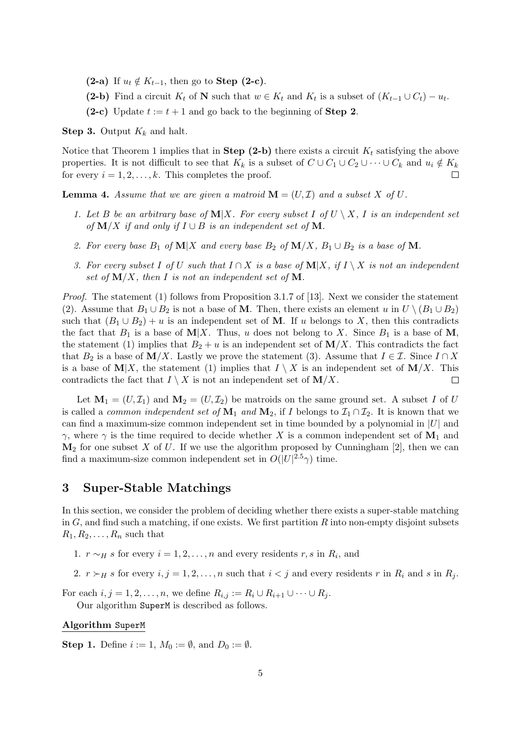**(2-a)** If $u_t \notin K_{t-1}$, then go to **Step (2-c)**.

**(2-b)** Find a circuit $K_t$ of $\mathbf{N}$ such that $w \in K_t$ and $K_t$ is a subset of $(K_{t-1} \cup C_t) - u_t$.

**(2-c)** Update $t := t + 1$ and go back to the beginning of **Step 2**.

**Step 3.** Output $K_k$ and halt.

Notice that Theorem 1 implies that in **Step (2-b)** there exists a circuit $K_t$ satisfying the above properties. It is not difficult to see that $K_k$ is a subset of $C \cup C_1 \cup C_2 \cup \cdots \cup C_k$ and $u_i \notin K_k$ for every $i = 1, 2, \ldots, k$. This completes the proof. □

**Lemma 4.** *Assume that we are given a matroid $\mathbf{M} = (U, \mathcal{I})$ and a subset $X$ of $U$.*

1. *Let $B$ be an arbitrary base of $\mathbf{M}|X$. For every subset $I$ of $U \setminus X$, $I$ is an independent set of $\mathbf{M}/X$ if and only if $I \cup B$ is an independent set of $\mathbf{M}$.*

2. *For every base $B_1$ of $\mathbf{M}|X$ and every base $B_2$ of $\mathbf{M}/X$, $B_1 \cup B_2$ is a base of $\mathbf{M}$.*

3. *For every subset $I$ of $U$ such that $I \cap X$ is a base of $\mathbf{M}|X$, if $I \setminus X$ is not an independent set of $\mathbf{M}/X$, then $I$ is not an independent set of $\mathbf{M}$.*

*Proof.* The statement (1) follows from Proposition 3.1.7 of [13]. Next we consider the statement (2). Assume that $B_1 \cup B_2$ is not a base of $\mathbf{M}$. Then, there exists an element $u$ in $U \setminus (B_1 \cup B_2)$ such that $(B_1 \cup B_2) + u$ is an independent set of $\mathbf{M}$. If $u$ belongs to $X$, then this contradicts the fact that $B_1$ is a base of $\mathbf{M}|X$. Thus, $u$ does not belong to $X$. Since $B_1$ is a base of $\mathbf{M}$, the statement (1) implies that $B_2 + u$ is an independent set of $\mathbf{M}/X$. This contradicts the fact that $B_2$ is a base of $\mathbf{M}/X$. Lastly we prove the statement (3). Assume that $I \in \mathcal{I}$. Since $I \cap X$ is a base of $\mathbf{M}|X$, the statement (1) implies that $I \setminus X$ is an independent set of $\mathbf{M}/X$. This contradicts the fact that $I \setminus X$ is not an independent set of $\mathbf{M}/X$. □

Let $\mathbf{M}_1 = (U, \mathcal{I}_1)$ and $\mathbf{M}_2 = (U, \mathcal{I}_2)$ be matroids on the same ground set. A subset $I$ of $U$ is called a *common independent set of* $\mathbf{M}_1$ *and* $\mathbf{M}_2$, if $I$ belongs to $\mathcal{I}_1 \cap \mathcal{I}_2$. It is known that we can find a maximum-size common independent set in time bounded by a polynomial in $|U|$ and $\gamma$, where $\gamma$ is the time required to decide whether $X$ is a common independent set of $\mathbf{M}_1$ and $\mathbf{M}_2$ for one subset $X$ of $U$. If we use the algorithm proposed by Cunningham [2], then we can find a maximum-size common independent set in $O(|U|^{2.5}\gamma)$ time.

## 3 Super-Stable Matchings

In this section, we consider the problem of deciding whether there exists a super-stable matching in $G$, and find such a matching, if one exists. We first partition $R$ into non-empty disjoint subsets $R_1, R_2, \ldots, R_n$ such that

1. $r \sim_H s$ for every $i = 1, 2, \ldots, n$ and every residents $r, s$ in $R_i$, and

2. $r \succ_H s$ for every $i, j = 1, 2, \ldots, n$ such that $i < j$ and every residents $r$ in $R_i$ and $s$ in $R_j$.

For each $i, j = 1, 2, \ldots, n$, we define $R_{i,j} := R_i \cup R_{i+1} \cup \cdots \cup R_j$.

Our algorithm `SuperM` is described as follows.

**Algorithm** `SuperM`

**Step 1.** Define $i := 1$, $M_0 := \emptyset$, and $D_0 := \emptyset$.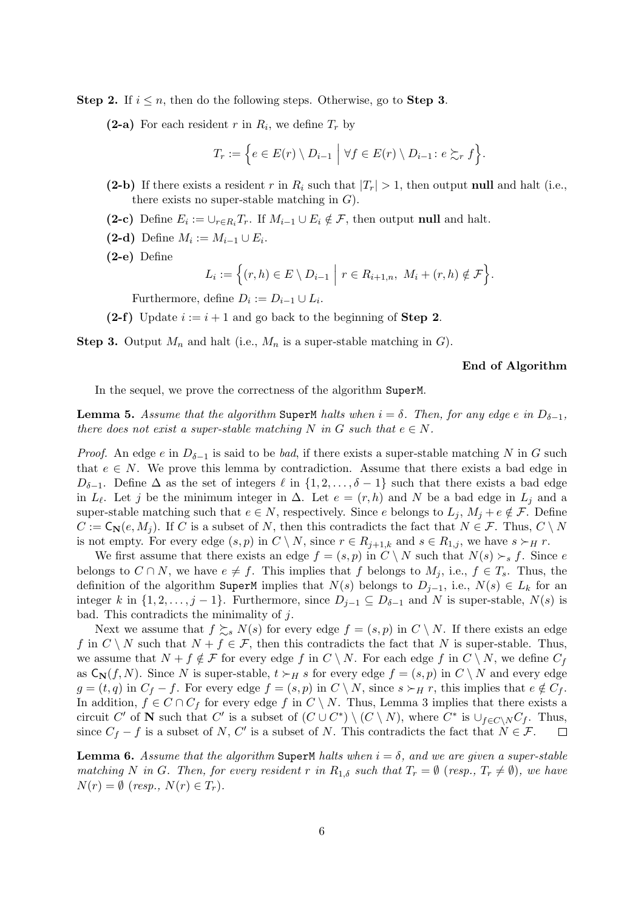**Step 2.** If $i \leq n$, then do the following steps. Otherwise, go to **Step 3**.

**(2-a)** For each resident $r$ in $R_i$, we define $T_r$ by

$$T_r := \Big\{ e \in E(r) \setminus D_{i-1} \;\Big|\; \forall f \in E(r) \setminus D_{i-1} \colon e \succsim_r f \Big\}.$$

**(2-b)** If there exists a resident $r$ in $R_i$ such that $|T_r| > 1$, then output **null** and halt (i.e., there exists no super-stable matching in $G$).

**(2-c)** Define $E_i := \cup_{r \in R_i} T_r$. If $M_{i-1} \cup E_i \notin \mathcal{F}$, then output **null** and halt.

**(2-d)** Define $M_i := M_{i-1} \cup E_i$.

**(2-e)** Define

$$L_i := \Big\{ (r,h) \in E \setminus D_{i-1} \;\Big|\; r \in R_{i+1,n},\; M_i + (r,h) \notin \mathcal{F} \Big\}.$$

Furthermore, define $D_i := D_{i-1} \cup L_i$.

**(2-f)** Update $i := i + 1$ and go back to the beginning of **Step 2**.

**Step 3.** Output $M_n$ and halt (i.e., $M_n$ is a super-stable matching in $G$).

**End of Algorithm**

In the sequel, we prove the correctness of the algorithm SuperM.

**Lemma 5.** *Assume that the algorithm* SuperM *halts when $i = \delta$. Then, for any edge $e$ in $D_{\delta-1}$, there does not exist a super-stable matching $N$ in $G$ such that $e \in N$.*

*Proof.* An edge $e$ in $D_{\delta-1}$ is said to be *bad*, if there exists a super-stable matching $N$ in $G$ such that $e \in N$. We prove this lemma by contradiction. Assume that there exists a bad edge in $D_{\delta-1}$. Define $\Delta$ as the set of integers $\ell$ in $\{1, 2, \ldots, \delta - 1\}$ such that there exists a bad edge in $L_\ell$. Let $j$ be the minimum integer in $\Delta$. Let $e = (r, h)$ and $N$ be a bad edge in $L_j$ and a super-stable matching such that $e \in N$, respectively. Since $e$ belongs to $L_j$, $M_j + e \notin \mathcal{F}$. Define $C := \mathsf{C}_{\mathbf{N}}(e, M_j)$. If $C$ is a subset of $N$, then this contradicts the fact that $N \in \mathcal{F}$. Thus, $C \setminus N$ is not empty. For every edge $(s,p)$ in $C \setminus N$, since $r \in R_{j+1,k}$ and $s \in R_{1,j}$, we have $s \succ_H r$.

We first assume that there exists an edge $f = (s, p)$ in $C \setminus N$ such that $N(s) \succ_s f$. Since $e$ belongs to $C \cap N$, we have $e \neq f$. This implies that $f$ belongs to $M_j$, i.e., $f \in T_s$. Thus, the definition of the algorithm SuperM implies that $N(s)$ belongs to $D_{j-1}$, i.e., $N(s) \in L_k$ for an integer $k$ in $\{1, 2, \ldots, j-1\}$. Furthermore, since $D_{j-1} \subseteq D_{\delta-1}$ and $N$ is super-stable, $N(s)$ is bad. This contradicts the minimality of $j$.

Next we assume that $f \succsim_s N(s)$ for every edge $f = (s,p)$ in $C \setminus N$. If there exists an edge $f$ in $C \setminus N$ such that $N + f \in \mathcal{F}$, then this contradicts the fact that $N$ is super-stable. Thus, we assume that $N + f \notin \mathcal{F}$ for every edge $f$ in $C \setminus N$. For each edge $f$ in $C \setminus N$, we define $C_f$ as $\mathsf{C}_{\mathbf{N}}(f, N)$. Since $N$ is super-stable, $t \succ_H s$ for every edge $f = (s,p)$ in $C \setminus N$ and every edge $g = (t,q)$ in $C_f - f$. For every edge $f = (s,p)$ in $C \setminus N$, since $s \succ_H r$, this implies that $e \notin C_f$. In addition, $f \in C \cap C_f$ for every edge $f$ in $C \setminus N$. Thus, Lemma 3 implies that there exists a circuit $C'$ of $\mathbf{N}$ such that $C'$ is a subset of $(C \cup C^*) \setminus (C \setminus N)$, where $C^*$ is $\cup_{f \in C \setminus N} C_f$. Thus, since $C_f - f$ is a subset of $N$, $C'$ is a subset of $N$. This contradicts the fact that $N \in \mathcal{F}$. $\square$

**Lemma 6.** *Assume that the algorithm* SuperM *halts when $i = \delta$, and we are given a super-stable matching $N$ in $G$. Then, for every resident $r$ in $R_{1,\delta}$ such that $T_r = \emptyset$ (resp., $T_r \neq \emptyset$), we have $N(r) = \emptyset$ (resp., $N(r) \in T_r$).*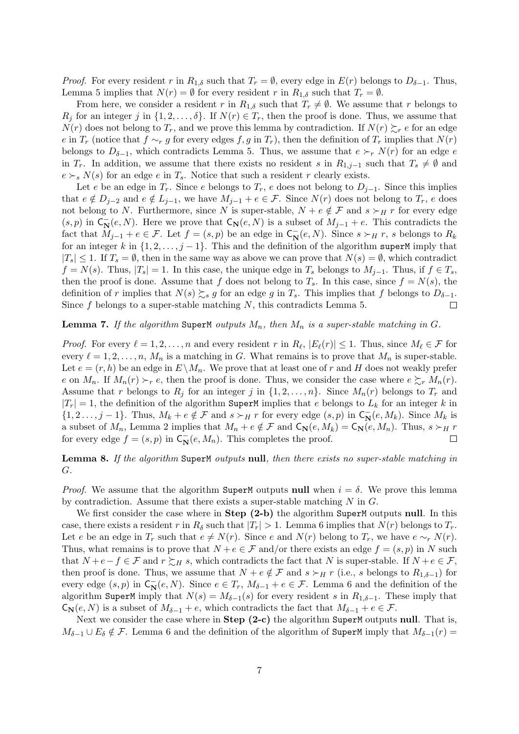*Proof.* For every resident $r$ in $R_{1,\delta}$ such that $T_r = \emptyset$, every edge in $E(r)$ belongs to $D_{\delta-1}$. Thus, Lemma 5 implies that $N(r) = \emptyset$ for every resident $r$ in $R_{1,\delta}$ such that $T_r = \emptyset$.

From here, we consider a resident $r$ in $R_{1,\delta}$ such that $T_r \neq \emptyset$. We assume that $r$ belongs to $R_j$ for an integer $j$ in $\{1, 2, \ldots, \delta\}$. If $N(r) \in T_r$, then the proof is done. Thus, we assume that $N(r)$ does not belong to $T_r$, and we prove this lemma by contradiction. If $N(r) \succsim_r e$ for an edge $e$ in $T_r$ (notice that $f \sim_r g$ for every edges $f, g$ in $T_r$), then the definition of $T_r$ implies that $N(r)$ belongs to $D_{\delta-1}$, which contradicts Lemma 5. Thus, we assume that $e \succ_r N(r)$ for an edge $e$ in $T_r$. In addition, we assume that there exists no resident $s$ in $R_{1,j-1}$ such that $T_s \neq \emptyset$ and $e \succ_s N(s)$ for an edge $e$ in $T_s$. Notice that such a resident $r$ clearly exists.

Let $e$ be an edge in $T_r$. Since $e$ belongs to $T_r$, $e$ does not belong to $D_{j-1}$. Since this implies that $e \notin D_{j-2}$ and $e \notin L_{j-1}$, we have $M_{j-1} + e \in \mathcal{F}$. Since $N(r)$ does not belong to $T_r$, $e$ does not belong to $N$. Furthermore, since $N$ is super-stable, $N + e \notin \mathcal{F}$ and $s \succ_H r$ for every edge $(s, p)$ in $\mathsf{C}^{-}_{\mathbf{N}}(e, N)$. Here we prove that $\mathsf{C}^{-}_{\mathbf{N}}(e, N)$ is a subset of $M_{j-1} + e$. This contradicts the fact that $M_{j-1} + e \in \mathcal{F}$. Let $f = (s, p)$ be an edge in $\mathsf{C}^{-}_{\mathbf{N}}(e, N)$. Since $s \succ_H r$, $s$ belongs to $R_k$ for an integer $k$ in $\{1, 2, \ldots, j-1\}$. This and the definition of the algorithm superM imply that $|T_s| \leq 1$. If $T_s = \emptyset$, then in the same way as above we can prove that $N(s) = \emptyset$, which contradict $f = N(s)$. Thus, $|T_s| = 1$. In this case, the unique edge in $T_s$ belongs to $M_{j-1}$. Thus, if $f \in T_s$, then the proof is done. Assume that $f$ does not belong to $T_s$. In this case, since $f = N(s)$, the definition of $r$ implies that $N(s) \succsim_s g$ for an edge $g$ in $T_s$. This implies that $f$ belongs to $D_{\delta-1}$. Since $f$ belongs to a super-stable matching $N$, this contradicts Lemma 5. $\square$

**Lemma 7.** *If the algorithm* SuperM *outputs $M_n$, then $M_n$ is a super-stable matching in $G$.*

*Proof.* For every $\ell = 1, 2, \ldots, n$ and every resident $r$ in $R_\ell$, $|E_\ell(r)| \leq 1$. Thus, since $M_\ell \in \mathcal{F}$ for every $\ell = 1, 2, \ldots, n$, $M_n$ is a matching in $G$. What remains is to prove that $M_n$ is super-stable. Let $e = (r, h)$ be an edge in $E \setminus M_n$. We prove that at least one of $r$ and $H$ does not weakly prefer $e$ on $M_n$. If $M_n(r) \succ_r e$, then the proof is done. Thus, we consider the case where $e \succsim_r M_n(r)$. Assume that $r$ belongs to $R_j$ for an integer $j$ in $\{1, 2, \ldots, n\}$. Since $M_n(r)$ belongs to $T_r$ and $|T_r| = 1$, the definition of the algorithm SuperM implies that $e$ belongs to $L_k$ for an integer $k$ in $\{1, 2 \ldots, j-1\}$. Thus, $M_k + e \notin \mathcal{F}$ and $s \succ_H r$ for every edge $(s, p)$ in $\mathsf{C}^{-}_{\mathbf{N}}(e, M_k)$. Since $M_k$ is a subset of $M_n$, Lemma 2 implies that $M_n + e \notin \mathcal{F}$ and $\mathsf{C}_{\mathbf{N}}(e, M_k) = \mathsf{C}_{\mathbf{N}}(e, M_n)$. Thus, $s \succ_H r$ for every edge $f = (s, p)$ in $\mathsf{C}^{-}_{\mathbf{N}}(e, M_n)$. This completes the proof. $\square$

**Lemma 8.** *If the algorithm* SuperM *outputs* **null**, *then there exists no super-stable matching in $G$.*

*Proof.* We assume that the algorithm SuperM outputs **null** when $i = \delta$. We prove this lemma by contradiction. Assume that there exists a super-stable matching $N$ in $G$.

We first consider the case where in **Step (2-b)** the algorithm SuperM outputs **null**. In this case, there exists a resident $r$ in $R_\delta$ such that $|T_r| > 1$. Lemma 6 implies that $N(r)$ belongs to $T_r$. Let $e$ be an edge in $T_r$ such that $e \neq N(r)$. Since $e$ and $N(r)$ belong to $T_r$, we have $e \sim_r N(r)$. Thus, what remains is to prove that $N + e \in \mathcal{F}$ and/or there exists an edge $f = (s, p)$ in $N$ such that $N + e - f \in \mathcal{F}$ and $r \succsim_H s$, which contradicts the fact that $N$ is super-stable. If $N + e \in \mathcal{F}$, then proof is done. Thus, we assume that $N + e \notin \mathcal{F}$ and $s \succ_H r$ (i.e., $s$ belongs to $R_{1,\delta-1}$) for every edge $(s, p)$ in $\mathsf{C}^{-}_{\mathbf{N}}(e, N)$. Since $e \in T_r$, $M_{\delta-1} + e \in \mathcal{F}$. Lemma 6 and the definition of the algorithm SuperM imply that $N(s) = M_{\delta-1}(s)$ for every resident $s$ in $R_{1,\delta-1}$. These imply that $\mathsf{C}_{\mathbf{N}}(e, N)$ is a subset of $M_{\delta-1} + e$, which contradicts the fact that $M_{\delta-1} + e \in \mathcal{F}$.

Next we consider the case where in **Step (2-c)** the algorithm SuperM outputs **null**. That is, $M_{\delta-1} \cup E_\delta \notin \mathcal{F}$. Lemma 6 and the definition of the algorithm of SuperM imply that $M_{\delta-1}(r) =$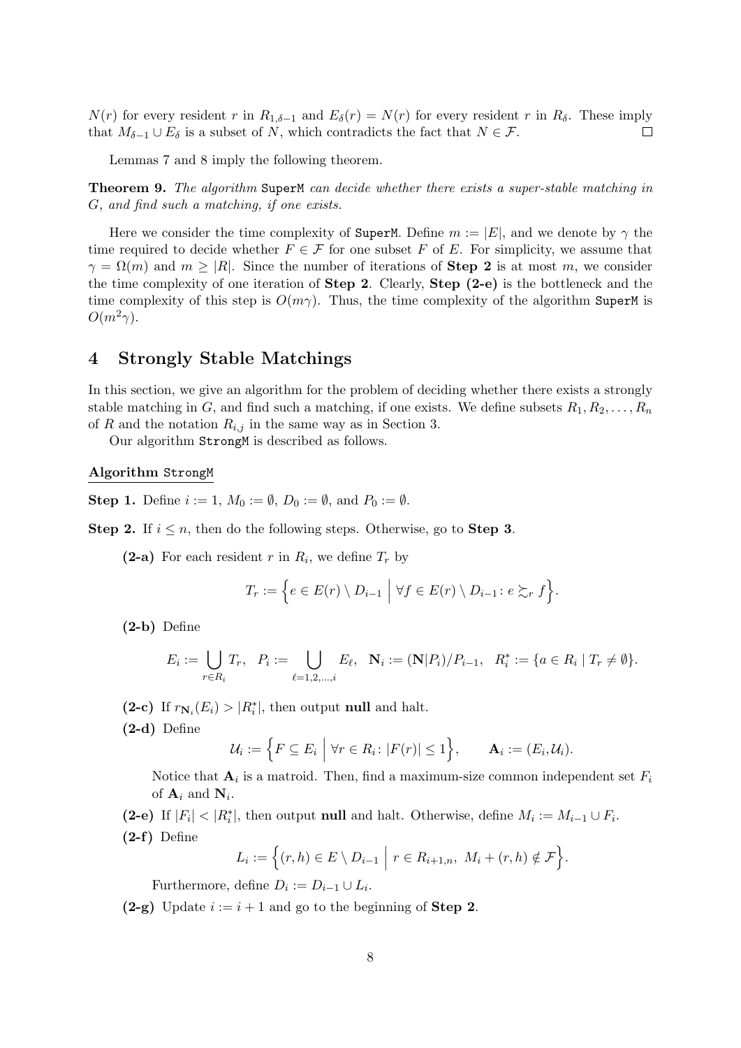$N(r)$ for every resident $r$ in $R_{1,\delta-1}$ and $E_\delta(r) = N(r)$ for every resident $r$ in $R_\delta$. These imply that $M_{\delta-1} \cup E_\delta$ is a subset of $N$, which contradicts the fact that $N \in \mathcal{F}$. □

Lemmas 7 and 8 imply the following theorem.

**Theorem 9.** *The algorithm* `SuperM` *can decide whether there exists a super-stable matching in* $G$*, and find such a matching, if one exists.*

Here we consider the time complexity of `SuperM`. Define $m := |E|$, and we denote by $\gamma$ the time required to decide whether $F \in \mathcal{F}$ for one subset $F$ of $E$. For simplicity, we assume that $\gamma = \Omega(m)$ and $m \geq |R|$. Since the number of iterations of **Step 2** is at most $m$, we consider the time complexity of one iteration of **Step 2**. Clearly, **Step (2-e)** is the bottleneck and the time complexity of this step is $O(m\gamma)$. Thus, the time complexity of the algorithm `SuperM` is $O(m^2\gamma)$.

## 4 Strongly Stable Matchings

In this section, we give an algorithm for the problem of deciding whether there exists a strongly stable matching in $G$, and find such a matching, if one exists. We define subsets $R_1, R_2, \ldots, R_n$ of $R$ and the notation $R_{i,j}$ in the same way as in Section 3.

Our algorithm `StrongM` is described as follows.

**Algorithm** `StrongM`

**Step 1.** Define $i := 1$, $M_0 := \emptyset$, $D_0 := \emptyset$, and $P_0 := \emptyset$.

**Step 2.** If $i \leq n$, then do the following steps. Otherwise, go to **Step 3**.

**(2-a)** For each resident $r$ in $R_i$, we define $T_r$ by

$$T_r := \Big\{ e \in E(r) \setminus D_{i-1} \;\Big|\; \forall f \in E(r) \setminus D_{i-1} \colon e \succsim_r f \Big\}.$$

**(2-b)** Define

$$E_i := \bigcup_{r \in R_i} T_r, \quad P_i := \bigcup_{\ell = 1,2,\ldots,i} E_\ell, \quad \mathbf{N}_i := (\mathbf{N}|P_i)/P_{i-1}, \quad R_i^* := \{a \in R_i \mid T_r \neq \emptyset\}.$$

**(2-c)** If $r_{\mathbf{N}_i}(E_i) > |R_i^*|$, then output **null** and halt.

**(2-d)** Define

$$\mathcal{U}_i := \Big\{ F \subseteq E_i \;\Big|\; \forall r \in R_i \colon |F(r)| \leq 1 \Big\}, \qquad \mathbf{A}_i := (E_i, \mathcal{U}_i).$$

Notice that $\mathbf{A}_i$ is a matroid. Then, find a maximum-size common independent set $F_i$ of $\mathbf{A}_i$ and $\mathbf{N}_i$.

**(2-e)** If $|F_i| < |R_i^*|$, then output **null** and halt. Otherwise, define $M_i := M_{i-1} \cup F_i$.

**(2-f)** Define

$$L_i := \Big\{ (r,h) \in E \setminus D_{i-1} \;\Big|\; r \in R_{i+1,n}, \; M_i + (r,h) \notin \mathcal{F} \Big\}.$$

Furthermore, define $D_i := D_{i-1} \cup L_i$.

**(2-g)** Update $i := i + 1$ and go to the beginning of **Step 2**.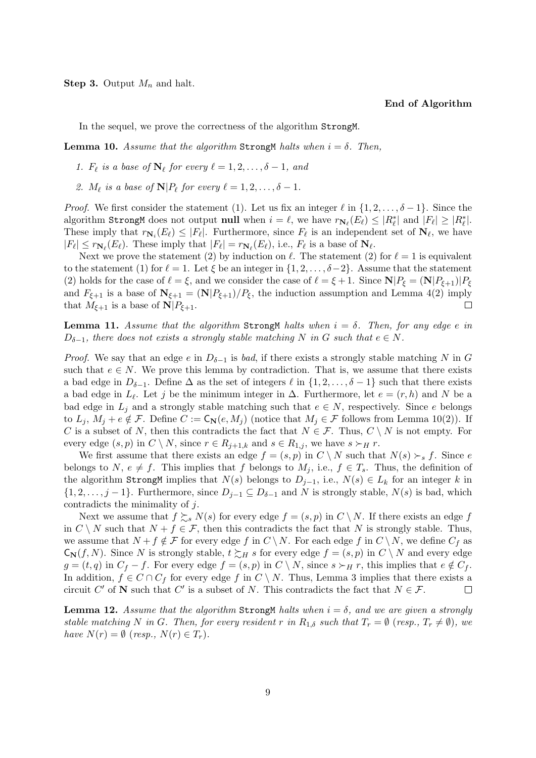**Step 3.** Output $M_n$ and halt.

**End of Algorithm**

In the sequel, we prove the correctness of the algorithm StrongM.

**Lemma 10.** *Assume that the algorithm* StrongM *halts when $i = \delta$. Then,*

1. *$F_\ell$ is a base of $\mathbf{N}_\ell$ for every $\ell = 1, 2, \ldots, \delta - 1$, and*
2. *$M_\ell$ is a base of $\mathbf{N}|P_\ell$ for every $\ell = 1, 2, \ldots, \delta - 1$.*

*Proof.* We first consider the statement (1). Let us fix an integer $\ell$ in $\{1, 2, \ldots, \delta - 1\}$. Since the algorithm StrongM does not output **null** when $i = \ell$, we have $r_{\mathbf{N}_\ell}(E_\ell) \leq |R^*_\ell|$ and $|F_\ell| \geq |R^*_\ell|$. These imply that $r_{\mathbf{N}_i}(E_\ell) \leq |F_\ell|$. Furthermore, since $F_\ell$ is an independent set of $\mathbf{N}_\ell$, we have $|F_\ell| \leq r_{\mathbf{N}_\ell}(E_\ell)$. These imply that $|F_\ell| = r_{\mathbf{N}_\ell}(E_\ell)$, i.e., $F_\ell$ is a base of $\mathbf{N}_\ell$.

Next we prove the statement (2) by induction on $\ell$. The statement (2) for $\ell = 1$ is equivalent to the statement (1) for $\ell = 1$. Let $\xi$ be an integer in $\{1, 2, \ldots, \delta - 2\}$. Assume that the statement (2) holds for the case of $\ell = \xi$, and we consider the case of $\ell = \xi + 1$. Since $\mathbf{N}|P_\xi = (\mathbf{N}|P_{\xi+1})|P_\xi$ and $F_{\xi+1}$ is a base of $\mathbf{N}_{\xi+1} = (\mathbf{N}|P_{\xi+1})/P_\xi$, the induction assumption and Lemma 4(2) imply that $M_{\xi+1}$ is a base of $\mathbf{N}|P_{\xi+1}$. $\square$

**Lemma 11.** *Assume that the algorithm* StrongM *halts when $i = \delta$. Then, for any edge $e$ in $D_{\delta-1}$, there does not exists a strongly stable matching $N$ in $G$ such that $e \in N$.*

*Proof.* We say that an edge $e$ in $D_{\delta-1}$ is *bad*, if there exists a strongly stable matching $N$ in $G$ such that $e \in N$. We prove this lemma by contradiction. That is, we assume that there exists a bad edge in $D_{\delta-1}$. Define $\Delta$ as the set of integers $\ell$ in $\{1, 2, \ldots, \delta - 1\}$ such that there exists a bad edge in $L_\ell$. Let $j$ be the minimum integer in $\Delta$. Furthermore, let $e = (r, h)$ and $N$ be a bad edge in $L_j$ and a strongly stable matching such that $e \in N$, respectively. Since $e$ belongs to $L_j$, $M_j + e \notin \mathcal{F}$. Define $C := \mathsf{C}_{\mathbf{N}}(e, M_j)$ (notice that $M_j \in \mathcal{F}$ follows from Lemma 10(2)). If $C$ is a subset of $N$, then this contradicts the fact that $N \in \mathcal{F}$. Thus, $C \setminus N$ is not empty. For every edge $(s, p)$ in $C \setminus N$, since $r \in R_{j+1,k}$ and $s \in R_{1,j}$, we have $s \succ_H r$.

We first assume that there exists an edge $f = (s, p)$ in $C \setminus N$ such that $N(s) \succ_s f$. Since $e$ belongs to $N$, $e \neq f$. This implies that $f$ belongs to $M_j$, i.e., $f \in T_s$. Thus, the definition of the algorithm StrongM implies that $N(s)$ belongs to $D_{j-1}$, i.e., $N(s) \in L_k$ for an integer $k$ in $\{1, 2, \ldots, j - 1\}$. Furthermore, since $D_{j-1} \subseteq D_{\delta-1}$ and $N$ is strongly stable, $N(s)$ is bad, which contradicts the minimality of $j$.

Next we assume that $f \succsim_s N(s)$ for every edge $f = (s, p)$ in $C \setminus N$. If there exists an edge $f$ in $C \setminus N$ such that $N + f \in \mathcal{F}$, then this contradicts the fact that $N$ is strongly stable. Thus, we assume that $N + f \notin \mathcal{F}$ for every edge $f$ in $C \setminus N$. For each edge $f$ in $C \setminus N$, we define $C_f$ as $\mathsf{C}_{\mathbf{N}}(f, N)$. Since $N$ is strongly stable, $t \succsim_H s$ for every edge $f = (s, p)$ in $C \setminus N$ and every edge $g = (t, q)$ in $C_f - f$. For every edge $f = (s, p)$ in $C \setminus N$, since $s \succ_H r$, this implies that $e \notin C_f$. In addition, $f \in C \cap C_f$ for every edge $f$ in $C \setminus N$. Thus, Lemma 3 implies that there exists a circuit $C'$ of $\mathbf{N}$ such that $C'$ is a subset of $N$. This contradicts the fact that $N \in \mathcal{F}$. $\square$

**Lemma 12.** *Assume that the algorithm* StrongM *halts when $i = \delta$, and we are given a strongly stable matching $N$ in $G$. Then, for every resident $r$ in $R_{1,\delta}$ such that $T_r = \emptyset$ (resp., $T_r \neq \emptyset$), we have $N(r) = \emptyset$ (resp., $N(r) \in T_r$).*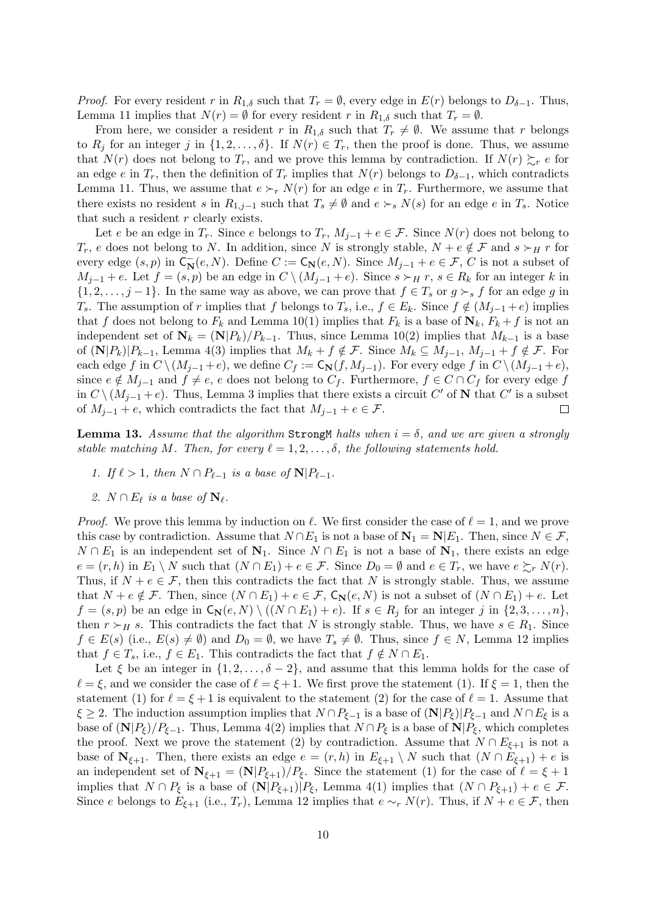*Proof.* For every resident $r$ in $R_{1,\delta}$ such that $T_r = \emptyset$, every edge in $E(r)$ belongs to $D_{\delta-1}$. Thus, Lemma 11 implies that $N(r) = \emptyset$ for every resident $r$ in $R_{1,\delta}$ such that $T_r = \emptyset$.

From here, we consider a resident $r$ in $R_{1,\delta}$ such that $T_r \neq \emptyset$. We assume that $r$ belongs to $R_j$ for an integer $j$ in $\{1, 2, \ldots, \delta\}$. If $N(r) \in T_r$, then the proof is done. Thus, we assume that $N(r)$ does not belong to $T_r$, and we prove this lemma by contradiction. If $N(r) \succsim_r e$ for an edge $e$ in $T_r$, then the definition of $T_r$ implies that $N(r)$ belongs to $D_{\delta-1}$, which contradicts Lemma 11. Thus, we assume that $e \succ_r N(r)$ for an edge $e$ in $T_r$. Furthermore, we assume that there exists no resident $s$ in $R_{1,j-1}$ such that $T_s \neq \emptyset$ and $e \succ_s N(s)$ for an edge $e$ in $T_s$. Notice that such a resident $r$ clearly exists.

Let $e$ be an edge in $T_r$. Since $e$ belongs to $T_r$, $M_{j-1} + e \in \mathcal{F}$. Since $N(r)$ does not belong to $T_r$, $e$ does not belong to $N$. In addition, since $N$ is strongly stable, $N + e \notin \mathcal{F}$ and $s \succ_H r$ for every edge $(s, p)$ in $\mathsf{C}^-_{\mathbf{N}}(e, N)$. Define $C := \mathsf{C}_{\mathbf{N}}(e, N)$. Since $M_{j-1} + e \in \mathcal{F}$, $C$ is not a subset of $M_{j-1} + e$. Let $f = (s, p)$ be an edge in $C \setminus (M_{j-1} + e)$. Since $s \succ_H r$, $s \in R_k$ for an integer $k$ in $\{1, 2, \ldots, j-1\}$. In the same way as above, we can prove that $f \in T_s$ or $g \succ_s f$ for an edge $g$ in $T_s$. The assumption of $r$ implies that $f$ belongs to $T_s$, i.e., $f \in E_k$. Since $f \notin (M_{j-1} + e)$ implies that $f$ does not belong to $F_k$ and Lemma 10(1) implies that $F_k$ is a base of $\mathbf{N}_k$, $F_k + f$ is not an independent set of $\mathbf{N}_k = (\mathbf{N}|P_k)/P_{k-1}$. Thus, since Lemma 10(2) implies that $M_{k-1}$ is a base of $(\mathbf{N}|P_k)|P_{k-1}$, Lemma 4(3) implies that $M_k + f \notin \mathcal{F}$. Since $M_k \subseteq M_{j-1}$, $M_{j-1} + f \notin \mathcal{F}$. For each edge $f$ in $C \setminus (M_{j-1} + e)$, we define $C_f := \mathsf{C}_{\mathbf{N}}(f, M_{j-1})$. For every edge $f$ in $C \setminus (M_{j-1} + e)$, since $e \notin M_{j-1}$ and $f \neq e$, $e$ does not belong to $C_f$. Furthermore, $f \in C \cap C_f$ for every edge $f$ in $C \setminus (M_{j-1} + e)$. Thus, Lemma 3 implies that there exists a circuit $C'$ of $\mathbf{N}$ that $C'$ is a subset of $M_{j-1} + e$, which contradicts the fact that $M_{j-1} + e \in \mathcal{F}$. $\square$

**Lemma 13.** *Assume that the algorithm* StrongM *halts when $i = \delta$, and we are given a strongly stable matching $M$. Then, for every $\ell = 1, 2, \ldots, \delta$, the following statements hold.*

1. *If $\ell > 1$, then $N \cap P_{\ell-1}$ is a base of $\mathbf{N}|P_{\ell-1}$.*
2. *$N \cap E_\ell$ is a base of $\mathbf{N}_\ell$.*

*Proof.* We prove this lemma by induction on $\ell$. We first consider the case of $\ell = 1$, and we prove this case by contradiction. Assume that $N \cap E_1$ is not a base of $\mathbf{N}_1 = \mathbf{N}|E_1$. Then, since $N \in \mathcal{F}$, $N \cap E_1$ is an independent set of $\mathbf{N}_1$. Since $N \cap E_1$ is not a base of $\mathbf{N}_1$, there exists an edge $e = (r, h)$ in $E_1 \setminus N$ such that $(N \cap E_1) + e \in \mathcal{F}$. Since $D_0 = \emptyset$ and $e \in T_r$, we have $e \succsim_r N(r)$. Thus, if $N + e \in \mathcal{F}$, then this contradicts the fact that $N$ is strongly stable. Thus, we assume that $N + e \notin \mathcal{F}$. Then, since $(N \cap E_1) + e \in \mathcal{F}$, $\mathsf{C}_{\mathbf{N}}(e, N)$ is not a subset of $(N \cap E_1) + e$. Let $f = (s, p)$ be an edge in $\mathsf{C}_{\mathbf{N}}(e, N) \setminus ((N \cap E_1) + e)$. If $s \in R_j$ for an integer $j$ in $\{2, 3, \ldots, n\}$, then $r \succ_H s$. This contradicts the fact that $N$ is strongly stable. Thus, we have $s \in R_1$. Since $f \in E(s)$ (i.e., $E(s) \neq \emptyset$) and $D_0 = \emptyset$, we have $T_s \neq \emptyset$. Thus, since $f \in N$, Lemma 12 implies that $f \in T_s$, i.e., $f \in E_1$. This contradicts the fact that $f \notin N \cap E_1$.

Let $\xi$ be an integer in $\{1, 2, \ldots, \delta - 2\}$, and assume that this lemma holds for the case of $\ell = \xi$, and we consider the case of $\ell = \xi + 1$. We first prove the statement (1). If $\xi = 1$, then the statement (1) for $\ell = \xi + 1$ is equivalent to the statement (2) for the case of $\ell = 1$. Assume that $\xi \geq 2$. The induction assumption implies that $N \cap P_{\xi-1}$ is a base of $(\mathbf{N}|P_\xi)|P_{\xi-1}$ and $N \cap E_\xi$ is a base of $(\mathbf{N}|P_\xi)/P_{\xi-1}$. Thus, Lemma 4(2) implies that $N \cap P_\xi$ is a base of $\mathbf{N}|P_\xi$, which completes the proof. Next we prove the statement (2) by contradiction. Assume that $N \cap E_{\xi+1}$ is not a base of $\mathbf{N}_{\xi+1}$. Then, there exists an edge $e = (r, h)$ in $E_{\xi+1} \setminus N$ such that $(N \cap E_{\xi+1}) + e$ is an independent set of $\mathbf{N}_{\xi+1} = (\mathbf{N}|P_{\xi+1})/P_\xi$. Since the statement (1) for the case of $\ell = \xi + 1$ implies that $N \cap P_\xi$ is a base of $(\mathbf{N}|P_{\xi+1})|P_\xi$, Lemma 4(1) implies that $(N \cap P_{\xi+1}) + e \in \mathcal{F}$. Since $e$ belongs to $E_{\xi+1}$ (i.e., $T_r$), Lemma 12 implies that $e \sim_r N(r)$. Thus, if $N + e \in \mathcal{F}$, then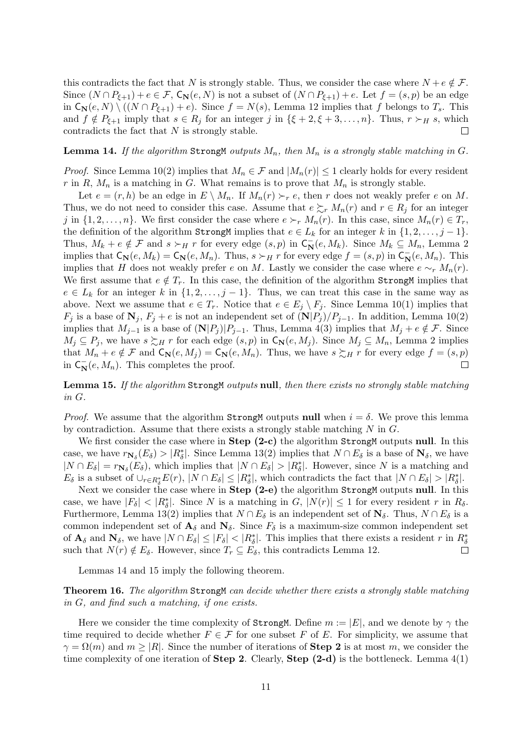this contradicts the fact that $N$ is strongly stable. Thus, we consider the case where $N + e \notin \mathcal{F}$. Since $(N \cap P_{\xi+1}) + e \in \mathcal{F}$, $\mathsf{C}_{\mathbf{N}}(e, N)$ is not a subset of $(N \cap P_{\xi+1}) + e$. Let $f = (s, p)$ be an edge in $\mathsf{C}_{\mathbf{N}}(e, N) \setminus ((N \cap P_{\xi+1}) + e)$. Since $f = N(s)$, Lemma 12 implies that $f$ belongs to $T_s$. This and $f \notin P_{\xi+1}$ imply that $s \in R_j$ for an integer $j$ in $\{\xi + 2, \xi + 3, \ldots, n\}$. Thus, $r \succ_H s$, which contradicts the fact that $N$ is strongly stable. $\square$

**Lemma 14.** *If the algorithm* `StrongM` *outputs* $M_n$*, then* $M_n$ *is a strongly stable matching in* $G$*.*

*Proof.* Since Lemma 10(2) implies that $M_n \in \mathcal{F}$ and $|M_n(r)| \leq 1$ clearly holds for every resident $r$ in $R$, $M_n$ is a matching in $G$. What remains is to prove that $M_n$ is strongly stable.

Let $e = (r, h)$ be an edge in $E \setminus M_n$. If $M_n(r) \succ_r e$, then $r$ does not weakly prefer $e$ on $M$. Thus, we do not need to consider this case. Assume that $e \succsim_r M_n(r)$ and $r \in R_j$ for an integer $j$ in $\{1, 2, \ldots, n\}$. We first consider the case where $e \succ_r M_n(r)$. In this case, since $M_n(r) \in T_r$, the definition of the algorithm `StrongM` implies that $e \in L_k$ for an integer $k$ in $\{1, 2, \ldots, j-1\}$. Thus, $M_k + e \notin \mathcal{F}$ and $s \succ_H r$ for every edge $(s, p)$ in $\mathsf{C}^-_{\mathbf{N}}(e, M_k)$. Since $M_k \subseteq M_n$, Lemma 2 implies that $\mathsf{C}_{\mathbf{N}}(e, M_k) = \mathsf{C}_{\mathbf{N}}(e, M_n)$. Thus, $s \succ_H r$ for every edge $f = (s, p)$ in $\mathsf{C}^-_{\mathbf{N}}(e, M_n)$. This implies that $H$ does not weakly prefer $e$ on $M$. Lastly we consider the case where $e \sim_r M_n(r)$. We first assume that $e \notin T_r$. In this case, the definition of the algorithm `StrongM` implies that $e \in L_k$ for an integer $k$ in $\{1, 2, \ldots, j-1\}$. Thus, we can treat this case in the same way as above. Next we assume that $e \in T_r$. Notice that $e \in E_j \setminus F_j$. Since Lemma 10(1) implies that $F_j$ is a base of $\mathbf{N}_j$, $F_j + e$ is not an independent set of $(\mathbf{N}|P_j)/P_{j-1}$. In addition, Lemma 10(2) implies that $M_{j-1}$ is a base of $(\mathbf{N}|P_j)|P_{j-1}$. Thus, Lemma 4(3) implies that $M_j + e \notin \mathcal{F}$. Since $M_j \subseteq P_j$, we have $s \succsim_H r$ for each edge $(s, p)$ in $\mathsf{C}_{\mathbf{N}}(e, M_j)$. Since $M_j \subseteq M_n$, Lemma 2 implies that $M_n + e \notin \mathcal{F}$ and $\mathsf{C}_{\mathbf{N}}(e, M_j) = \mathsf{C}_{\mathbf{N}}(e, M_n)$. Thus, we have $s \succsim_H r$ for every edge $f = (s, p)$ in $\mathsf{C}^-_{\mathbf{N}}(e, M_n)$. This completes the proof. $\square$

**Lemma 15.** *If the algorithm* `StrongM` *outputs* **null***, then there exists no strongly stable matching in* $G$*.*

*Proof.* We assume that the algorithm `StrongM` outputs **null** when $i = \delta$. We prove this lemma by contradiction. Assume that there exists a strongly stable matching $N$ in $G$.

We first consider the case where in **Step (2-c)** the algorithm `StrongM` outputs **null**. In this case, we have $r_{\mathbf{N}_\delta}(E_\delta) > |R^*_\delta|$. Since Lemma 13(2) implies that $N \cap E_\delta$ is a base of $\mathbf{N}_\delta$, we have $|N \cap E_\delta| = r_{\mathbf{N}_\delta}(E_\delta)$, which implies that $|N \cap E_\delta| > |R^*_\delta|$. However, since $N$ is a matching and $E_\delta$ is a subset of $\cup_{r \in R^*_\delta} E(r)$, $|N \cap E_\delta| \leq |R^*_\delta|$, which contradicts the fact that $|N \cap E_\delta| > |R^*_\delta|$.

Next we consider the case where in **Step (2-e)** the algorithm `StrongM` outputs **null**. In this case, we have $|F_\delta| < |R^*_\delta|$. Since $N$ is a matching in $G$, $|N(r)| \leq 1$ for every resident $r$ in $R_\delta$. Furthermore, Lemma 13(2) implies that $N \cap E_\delta$ is an independent set of $\mathbf{N}_\delta$. Thus, $N \cap E_\delta$ is a common independent set of $\mathbf{A}_\delta$ and $\mathbf{N}_\delta$. Since $F_\delta$ is a maximum-size common independent set of $\mathbf{A}_\delta$ and $\mathbf{N}_\delta$, we have $|N \cap E_\delta| \leq |F_\delta| < |R^*_\delta|$. This implies that there exists a resident $r$ in $R^*_\delta$ such that $N(r) \notin E_\delta$. However, since $T_r \subseteq E_\delta$, this contradicts Lemma 12. $\square$

Lemmas 14 and 15 imply the following theorem.

**Theorem 16.** *The algorithm* `StrongM` *can decide whether there exists a strongly stable matching in* $G$*, and find such a matching, if one exists.*

Here we consider the time complexity of `StrongM`. Define $m := |E|$, and we denote by $\gamma$ the time required to decide whether $F \in \mathcal{F}$ for one subset $F$ of $E$. For simplicity, we assume that $\gamma = \Omega(m)$ and $m \geq |R|$. Since the number of iterations of **Step 2** is at most $m$, we consider the time complexity of one iteration of **Step 2**. Clearly, **Step (2-d)** is the bottleneck. Lemma 4(1)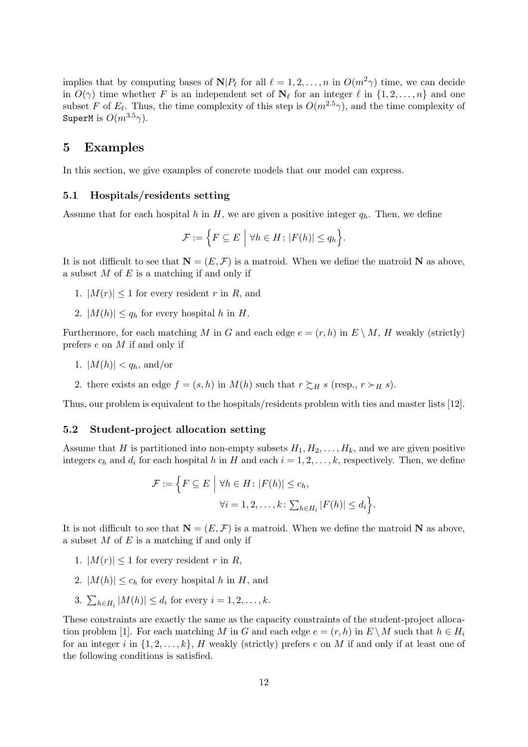implies that by computing bases of $\mathbf{N}|P_\ell$ for all $\ell = 1, 2, \ldots, n$ in $O(m^2\gamma)$ time, we can decide in $O(\gamma)$ time whether $F$ is an independent set of $\mathbf{N}_\ell$ for an integer $\ell$ in $\{1, 2, \ldots, n\}$ and one subset $F$ of $E_\ell$. Thus, the time complexity of this step is $O(m^{2.5}\gamma)$, and the time complexity of `SuperM` is $O(m^{3.5}\gamma)$.

## 5 Examples

In this section, we give examples of concrete models that our model can express.

### 5.1 Hospitals/residents setting

Assume that for each hospital $h$ in $H$, we are given a positive integer $q_h$. Then, we define

$$\mathcal{F} := \Big\{ F \subseteq E \;\Big|\; \forall h \in H \colon |F(h)| \leq q_h \Big\}.$$

It is not difficult to see that $\mathbf{N} = (E, \mathcal{F})$ is a matroid. When we define the matroid $\mathbf{N}$ as above, a subset $M$ of $E$ is a matching if and only if

1. $|M(r)| \leq 1$ for every resident $r$ in $R$, and
2. $|M(h)| \leq q_h$ for every hospital $h$ in $H$.

Furthermore, for each matching $M$ in $G$ and each edge $e = (r, h)$ in $E \setminus M$, $H$ weakly (strictly) prefers $e$ on $M$ if and only if

1. $|M(h)| < q_h$, and/or
2. there exists an edge $f = (s, h)$ in $M(h)$ such that $r \succsim_H s$ (resp., $r \succ_H s$).

Thus, our problem is equivalent to the hospitals/residents problem with ties and master lists [12].

### 5.2 Student-project allocation setting

Assume that $H$ is partitioned into non-empty subsets $H_1, H_2, \ldots, H_k$, and we are given positive integers $c_h$ and $d_i$ for each hospital $h$ in $H$ and each $i = 1, 2, \ldots, k$, respectively. Then, we define

$$\mathcal{F} := \Big\{ F \subseteq E \;\Big|\; \forall h \in H \colon |F(h)| \leq c_h, \\ \forall i = 1, 2, \ldots, k \colon \textstyle\sum_{h \in H_i} |F(h)| \leq d_i \Big\}.$$

It is not difficult to see that $\mathbf{N} = (E, \mathcal{F})$ is a matroid. When we define the matroid $\mathbf{N}$ as above, a subset $M$ of $E$ is a matching if and only if

1. $|M(r)| \leq 1$ for every resident $r$ in $R$,
2. $|M(h)| \leq c_h$ for every hospital $h$ in $H$, and
3. $\sum_{h \in H_i} |M(h)| \leq d_i$ for every $i = 1, 2, \ldots, k$.

These constraints are exactly the same as the capacity constraints of the student-project allocation problem [1]. For each matching $M$ in $G$ and each edge $e = (r, h)$ in $E \setminus M$ such that $h \in H_i$ for an integer $i$ in $\{1, 2, \ldots, k\}$, $H$ weakly (strictly) prefers $e$ on $M$ if and only if at least one of the following conditions is satisfied.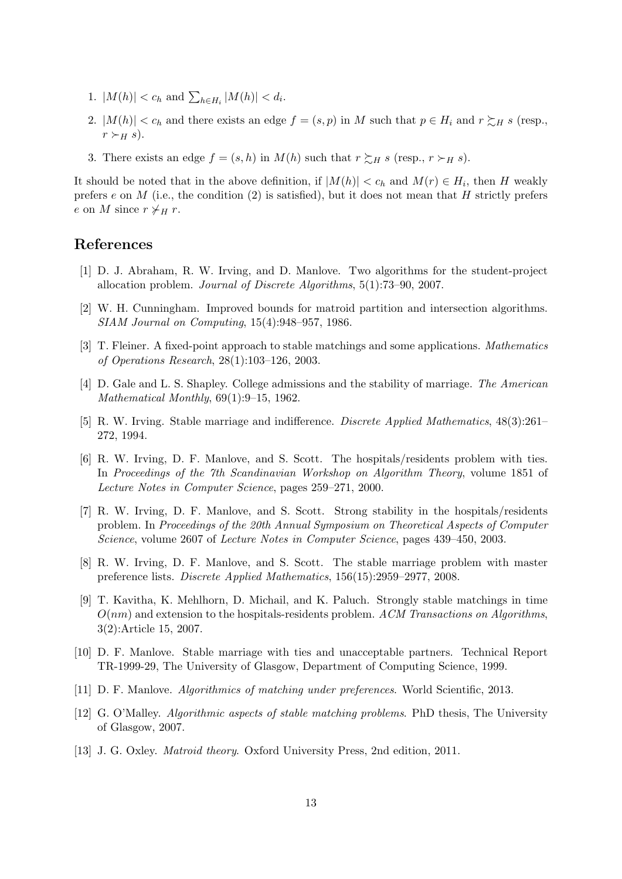1. $|M(h)| < c_h$ and $\sum_{h \in H_i} |M(h)| < d_i$.
2. $|M(h)| < c_h$ and there exists an edge $f = (s, p)$ in $M$ such that $p \in H_i$ and $r \succsim_H s$ (resp., $r \succ_H s$).
3. There exists an edge $f = (s, h)$ in $M(h)$ such that $r \succsim_H s$ (resp., $r \succ_H s$).

It should be noted that in the above definition, if $|M(h)| < c_h$ and $M(r) \in H_i$, then $H$ weakly prefers $e$ on $M$ (i.e., the condition (2) is satisfied), but it does not mean that $H$ strictly prefers $e$ on $M$ since $r \not\succ_H r$.

# References

[1] D. J. Abraham, R. W. Irving, and D. Manlove. Two algorithms for the student-project allocation problem. *Journal of Discrete Algorithms*, 5(1):73–90, 2007.

[2] W. H. Cunningham. Improved bounds for matroid partition and intersection algorithms. *SIAM Journal on Computing*, 15(4):948–957, 1986.

[3] T. Fleiner. A fixed-point approach to stable matchings and some applications. *Mathematics of Operations Research*, 28(1):103–126, 2003.

[4] D. Gale and L. S. Shapley. College admissions and the stability of marriage. *The American Mathematical Monthly*, 69(1):9–15, 1962.

[5] R. W. Irving. Stable marriage and indifference. *Discrete Applied Mathematics*, 48(3):261–272, 1994.

[6] R. W. Irving, D. F. Manlove, and S. Scott. The hospitals/residents problem with ties. In *Proceedings of the 7th Scandinavian Workshop on Algorithm Theory*, volume 1851 of *Lecture Notes in Computer Science*, pages 259–271, 2000.

[7] R. W. Irving, D. F. Manlove, and S. Scott. Strong stability in the hospitals/residents problem. In *Proceedings of the 20th Annual Symposium on Theoretical Aspects of Computer Science*, volume 2607 of *Lecture Notes in Computer Science*, pages 439–450, 2003.

[8] R. W. Irving, D. F. Manlove, and S. Scott. The stable marriage problem with master preference lists. *Discrete Applied Mathematics*, 156(15):2959–2977, 2008.

[9] T. Kavitha, K. Mehlhorn, D. Michail, and K. Paluch. Strongly stable matchings in time $O(nm)$ and extension to the hospitals-residents problem. *ACM Transactions on Algorithms*, 3(2):Article 15, 2007.

[10] D. F. Manlove. Stable marriage with ties and unacceptable partners. Technical Report TR-1999-29, The University of Glasgow, Department of Computing Science, 1999.

[11] D. F. Manlove. *Algorithmics of matching under preferences*. World Scientific, 2013.

[12] G. O'Malley. *Algorithmic aspects of stable matching problems*. PhD thesis, The University of Glasgow, 2007.

[13] J. G. Oxley. *Matroid theory*. Oxford University Press, 2nd edition, 2011.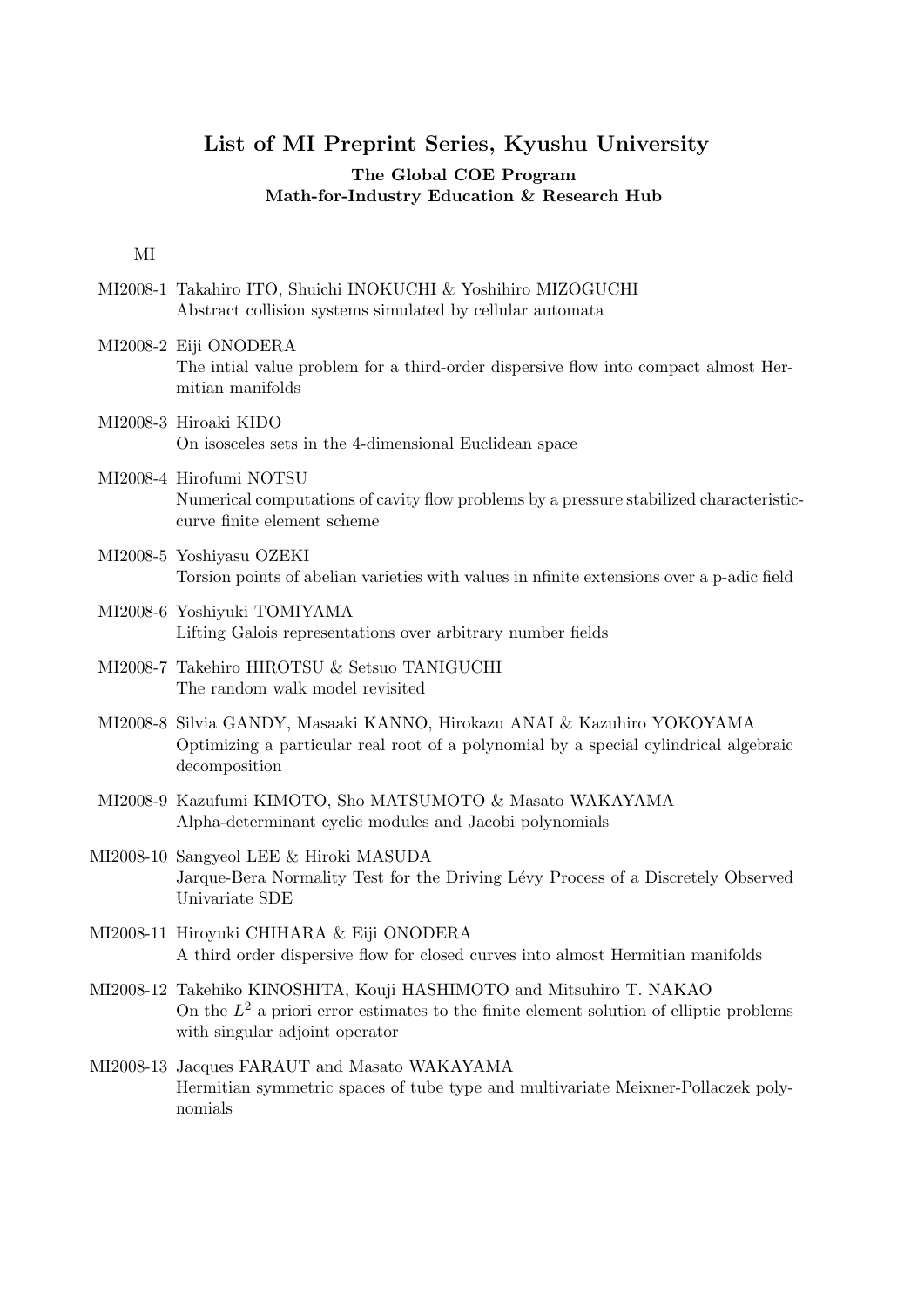# List of MI Preprint Series, Kyushu University

### The Global COE Program
### Math-for-Industry Education & Research Hub

MI

MI2008-1 Takahiro ITO, Shuichi INOKUCHI & Yoshihiro MIZOGUCHI
Abstract collision systems simulated by cellular automata

MI2008-2 Eiji ONODERA
The intial value problem for a third-order dispersive flow into compact almost Hermitian manifolds

MI2008-3 Hiroaki KIDO
On isosceles sets in the 4-dimensional Euclidean space

MI2008-4 Hirofumi NOTSU
Numerical computations of cavity flow problems by a pressure stabilized characteristic-curve finite element scheme

MI2008-5 Yoshiyasu OZEKI
Torsion points of abelian varieties with values in nfinite extensions over a p-adic field

MI2008-6 Yoshiyuki TOMIYAMA
Lifting Galois representations over arbitrary number fields

MI2008-7 Takehiro HIROTSU & Setsuo TANIGUCHI
The random walk model revisited

MI2008-8 Silvia GANDY, Masaaki KANNO, Hirokazu ANAI & Kazuhiro YOKOYAMA
Optimizing a particular real root of a polynomial by a special cylindrical algebraic decomposition

MI2008-9 Kazufumi KIMOTO, Sho MATSUMOTO & Masato WAKAYAMA
Alpha-determinant cyclic modules and Jacobi polynomials

MI2008-10 Sangyeol LEE & Hiroki MASUDA
Jarque-Bera Normality Test for the Driving Lévy Process of a Discretely Observed Univariate SDE

MI2008-11 Hiroyuki CHIHARA & Eiji ONODERA
A third order dispersive flow for closed curves into almost Hermitian manifolds

MI2008-12 Takehiko KINOSHITA, Kouji HASHIMOTO and Mitsuhiro T. NAKAO
On the $L^2$ a priori error estimates to the finite element solution of elliptic problems with singular adjoint operator

MI2008-13 Jacques FARAUT and Masato WAKAYAMA
Hermitian symmetric spaces of tube type and multivariate Meixner-Pollaczek polynomials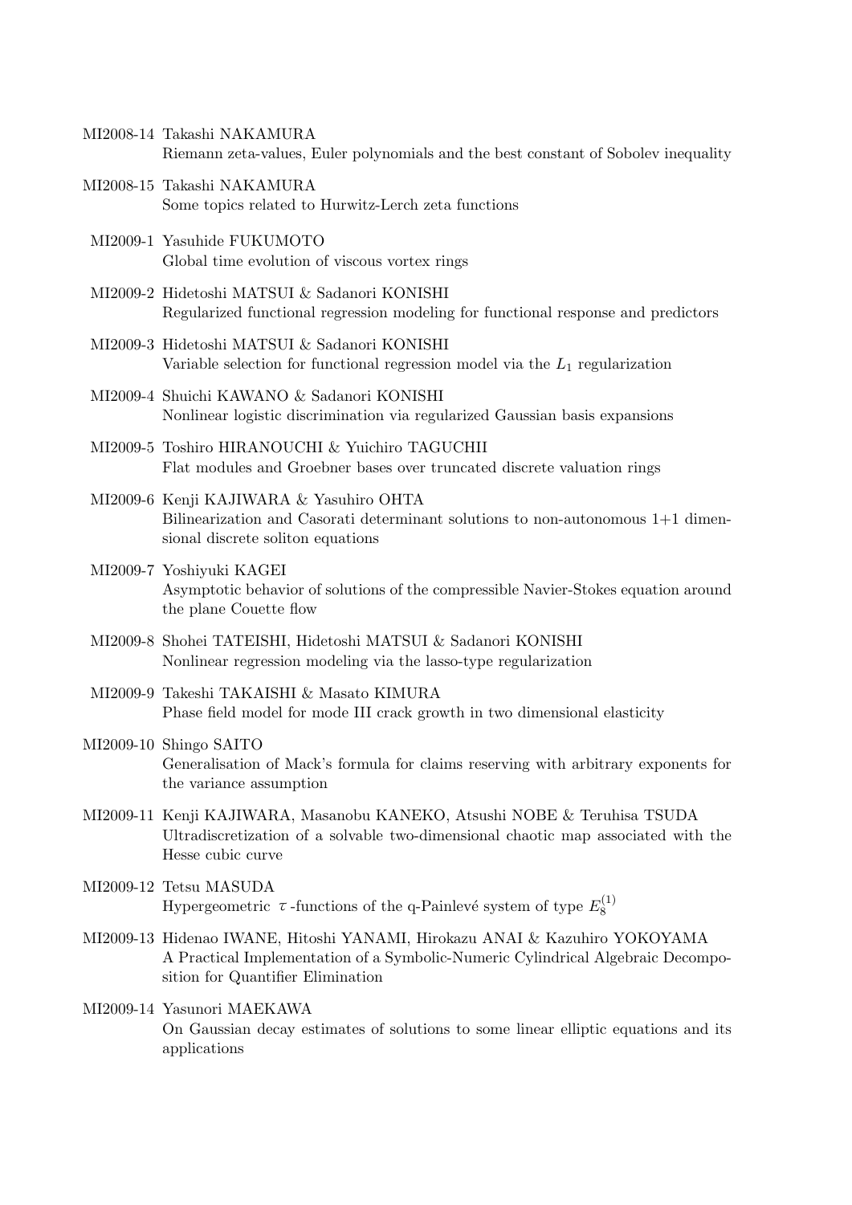MI2008-14 Takashi NAKAMURA
Riemann zeta-values, Euler polynomials and the best constant of Sobolev inequality

MI2008-15 Takashi NAKAMURA
Some topics related to Hurwitz-Lerch zeta functions

MI2009-1 Yasuhide FUKUMOTO
Global time evolution of viscous vortex rings

MI2009-2 Hidetoshi MATSUI & Sadanori KONISHI
Regularized functional regression modeling for functional response and predictors

MI2009-3 Hidetoshi MATSUI & Sadanori KONISHI
Variable selection for functional regression model via the $L_1$ regularization

MI2009-4 Shuichi KAWANO & Sadanori KONISHI
Nonlinear logistic discrimination via regularized Gaussian basis expansions

MI2009-5 Toshiro HIRANOUCHI & Yuichiro TAGUCHII
Flat modules and Groebner bases over truncated discrete valuation rings

MI2009-6 Kenji KAJIWARA & Yasuhiro OHTA
Bilinearization and Casorati determinant solutions to non-autonomous 1+1 dimensional discrete soliton equations

MI2009-7 Yoshiyuki KAGEI
Asymptotic behavior of solutions of the compressible Navier-Stokes equation around the plane Couette flow

MI2009-8 Shohei TATEISHI, Hidetoshi MATSUI & Sadanori KONISHI
Nonlinear regression modeling via the lasso-type regularization

MI2009-9 Takeshi TAKAISHI & Masato KIMURA
Phase field model for mode III crack growth in two dimensional elasticity

MI2009-10 Shingo SAITO
Generalisation of Mack's formula for claims reserving with arbitrary exponents for the variance assumption

MI2009-11 Kenji KAJIWARA, Masanobu KANEKO, Atsushi NOBE & Teruhisa TSUDA
Ultradiscretization of a solvable two-dimensional chaotic map associated with the Hesse cubic curve

MI2009-12 Tetsu MASUDA
Hypergeometric $\tau$-functions of the q-Painlevé system of type $E_8^{(1)}$

MI2009-13 Hidenao IWANE, Hitoshi YANAMI, Hirokazu ANAI & Kazuhiro YOKOYAMA
A Practical Implementation of a Symbolic-Numeric Cylindrical Algebraic Decomposition for Quantifier Elimination

MI2009-14 Yasunori MAEKAWA
On Gaussian decay estimates of solutions to some linear elliptic equations and its applications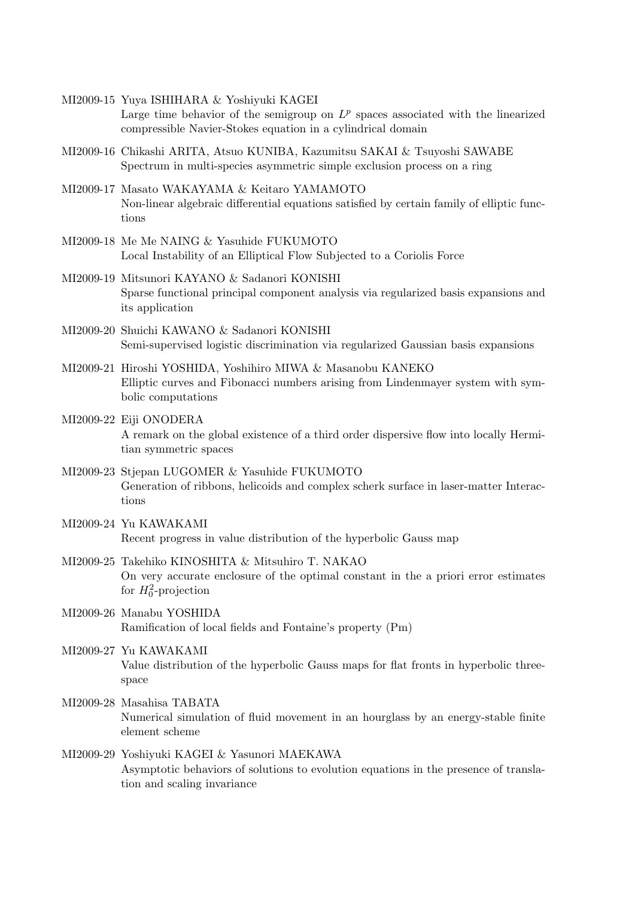MI2009-15 Yuya ISHIHARA & Yoshiyuki KAGEI
Large time behavior of the semigroup on $L^p$ spaces associated with the linearized compressible Navier-Stokes equation in a cylindrical domain

MI2009-16 Chikashi ARITA, Atsuo KUNIBA, Kazumitsu SAKAI & Tsuyoshi SAWABE
Spectrum in multi-species asymmetric simple exclusion process on a ring

MI2009-17 Masato WAKAYAMA & Keitaro YAMAMOTO
Non-linear algebraic differential equations satisfied by certain family of elliptic functions

MI2009-18 Me Me NAING & Yasuhide FUKUMOTO
Local Instability of an Elliptical Flow Subjected to a Coriolis Force

MI2009-19 Mitsunori KAYANO & Sadanori KONISHI
Sparse functional principal component analysis via regularized basis expansions and its application

MI2009-20 Shuichi KAWANO & Sadanori KONISHI
Semi-supervised logistic discrimination via regularized Gaussian basis expansions

MI2009-21 Hiroshi YOSHIDA, Yoshihiro MIWA & Masanobu KANEKO
Elliptic curves and Fibonacci numbers arising from Lindenmayer system with symbolic computations

MI2009-22 Eiji ONODERA
A remark on the global existence of a third order dispersive flow into locally Hermitian symmetric spaces

MI2009-23 Stjepan LUGOMER & Yasuhide FUKUMOTO
Generation of ribbons, helicoids and complex scherk surface in laser-matter Interactions

MI2009-24 Yu KAWAKAMI
Recent progress in value distribution of the hyperbolic Gauss map

MI2009-25 Takehiko KINOSHITA & Mitsuhiro T. NAKAO
On very accurate enclosure of the optimal constant in the a priori error estimates for $H_0^2$-projection

MI2009-26 Manabu YOSHIDA
Ramification of local fields and Fontaine's property (Pm)

MI2009-27 Yu KAWAKAMI
Value distribution of the hyperbolic Gauss maps for flat fronts in hyperbolic three-space

MI2009-28 Masahisa TABATA
Numerical simulation of fluid movement in an hourglass by an energy-stable finite element scheme

MI2009-29 Yoshiyuki KAGEI & Yasunori MAEKAWA
Asymptotic behaviors of solutions to evolution equations in the presence of translation and scaling invariance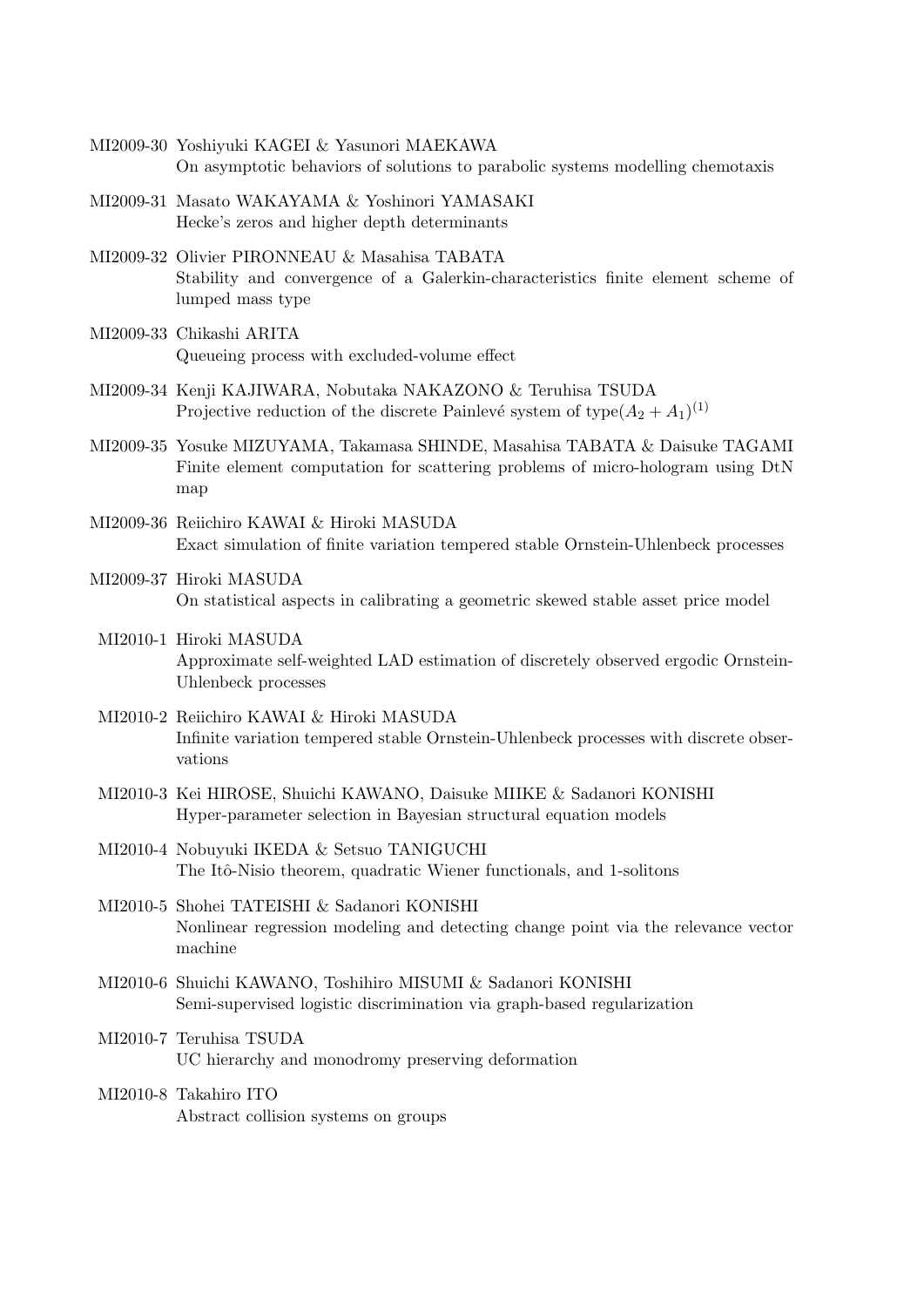MI2009-30 Yoshiyuki KAGEI & Yasunori MAEKAWA
On asymptotic behaviors of solutions to parabolic systems modelling chemotaxis

MI2009-31 Masato WAKAYAMA & Yoshinori YAMASAKI
Hecke's zeros and higher depth determinants

MI2009-32 Olivier PIRONNEAU & Masahisa TABATA
Stability and convergence of a Galerkin-characteristics finite element scheme of lumped mass type

MI2009-33 Chikashi ARITA
Queueing process with excluded-volume effect

MI2009-34 Kenji KAJIWARA, Nobutaka NAKAZONO & Teruhisa TSUDA
Projective reduction of the discrete Painlevé system of type$(A_2 + A_1)^{(1)}$

MI2009-35 Yosuke MIZUYAMA, Takamasa SHINDE, Masahisa TABATA & Daisuke TAGAMI
Finite element computation for scattering problems of micro-hologram using DtN map

MI2009-36 Reiichiro KAWAI & Hiroki MASUDA
Exact simulation of finite variation tempered stable Ornstein-Uhlenbeck processes

MI2009-37 Hiroki MASUDA
On statistical aspects in calibrating a geometric skewed stable asset price model

MI2010-1 Hiroki MASUDA
Approximate self-weighted LAD estimation of discretely observed ergodic Ornstein-Uhlenbeck processes

MI2010-2 Reiichiro KAWAI & Hiroki MASUDA
Infinite variation tempered stable Ornstein-Uhlenbeck processes with discrete observations

MI2010-3 Kei HIROSE, Shuichi KAWANO, Daisuke MIIKE & Sadanori KONISHI
Hyper-parameter selection in Bayesian structural equation models

MI2010-4 Nobuyuki IKEDA & Setsuo TANIGUCHI
The Itô-Nisio theorem, quadratic Wiener functionals, and 1-solitons

MI2010-5 Shohei TATEISHI & Sadanori KONISHI
Nonlinear regression modeling and detecting change point via the relevance vector machine

MI2010-6 Shuichi KAWANO, Toshihiro MISUMI & Sadanori KONISHI
Semi-supervised logistic discrimination via graph-based regularization

MI2010-7 Teruhisa TSUDA
UC hierarchy and monodromy preserving deformation

MI2010-8 Takahiro ITO
Abstract collision systems on groups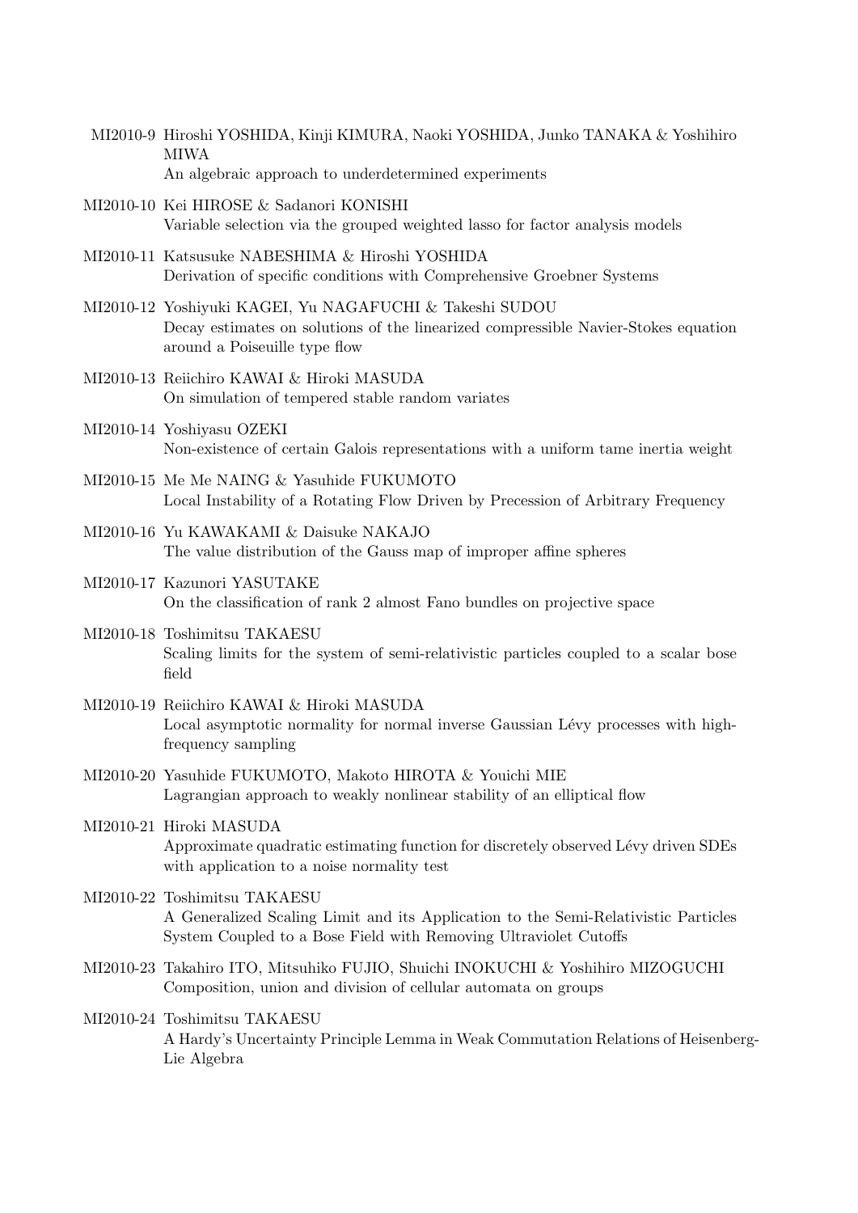MI2010-9 Hiroshi YOSHIDA, Kinji KIMURA, Naoki YOSHIDA, Junko TANAKA & Yoshihiro MIWA
An algebraic approach to underdetermined experiments

MI2010-10 Kei HIROSE & Sadanori KONISHI
Variable selection via the grouped weighted lasso for factor analysis models

MI2010-11 Katsusuke NABESHIMA & Hiroshi YOSHIDA
Derivation of specific conditions with Comprehensive Groebner Systems

MI2010-12 Yoshiyuki KAGEI, Yu NAGAFUCHI & Takeshi SUDOU
Decay estimates on solutions of the linearized compressible Navier-Stokes equation around a Poiseuille type flow

MI2010-13 Reiichiro KAWAI & Hiroki MASUDA
On simulation of tempered stable random variates

MI2010-14 Yoshiyasu OZEKI
Non-existence of certain Galois representations with a uniform tame inertia weight

MI2010-15 Me Me NAING & Yasuhide FUKUMOTO
Local Instability of a Rotating Flow Driven by Precession of Arbitrary Frequency

MI2010-16 Yu KAWAKAMI & Daisuke NAKAJO
The value distribution of the Gauss map of improper affine spheres

MI2010-17 Kazunori YASUTAKE
On the classification of rank 2 almost Fano bundles on projective space

MI2010-18 Toshimitsu TAKAESU
Scaling limits for the system of semi-relativistic particles coupled to a scalar bose field

MI2010-19 Reiichiro KAWAI & Hiroki MASUDA
Local asymptotic normality for normal inverse Gaussian Lévy processes with high-frequency sampling

MI2010-20 Yasuhide FUKUMOTO, Makoto HIROTA & Youichi MIE
Lagrangian approach to weakly nonlinear stability of an elliptical flow

MI2010-21 Hiroki MASUDA
Approximate quadratic estimating function for discretely observed Lévy driven SDEs with application to a noise normality test

MI2010-22 Toshimitsu TAKAESU
A Generalized Scaling Limit and its Application to the Semi-Relativistic Particles System Coupled to a Bose Field with Removing Ultraviolet Cutoffs

MI2010-23 Takahiro ITO, Mitsuhiko FUJIO, Shuichi INOKUCHI & Yoshihiro MIZOGUCHI
Composition, union and division of cellular automata on groups

MI2010-24 Toshimitsu TAKAESU
A Hardy's Uncertainty Principle Lemma in Weak Commutation Relations of Heisenberg-Lie Algebra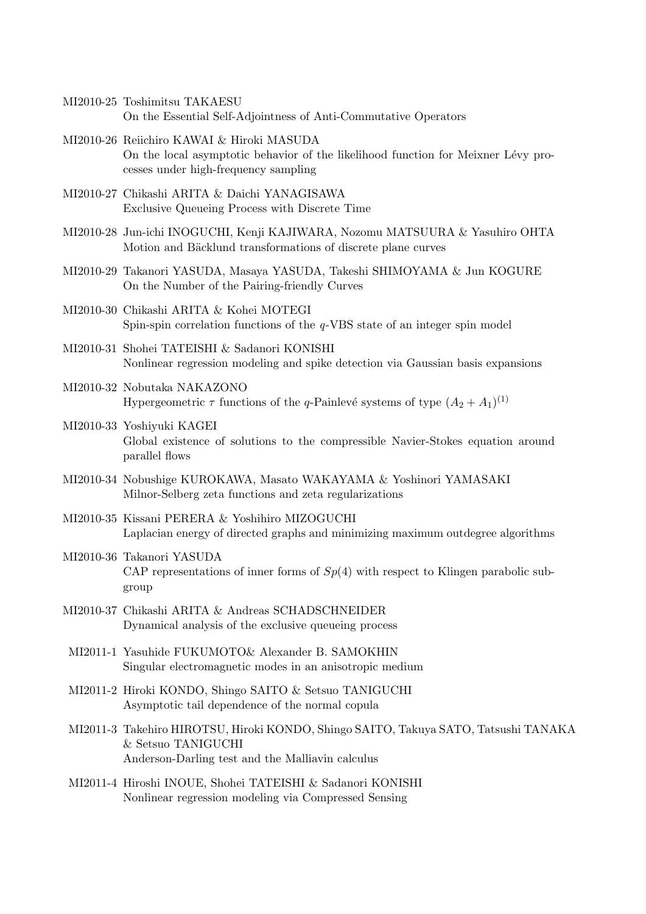MI2010-25 Toshimitsu TAKAESU
On the Essential Self-Adjointness of Anti-Commutative Operators

MI2010-26 Reiichiro KAWAI & Hiroki MASUDA
On the local asymptotic behavior of the likelihood function for Meixner Lévy processes under high-frequency sampling

MI2010-27 Chikashi ARITA & Daichi YANAGISAWA
Exclusive Queueing Process with Discrete Time

MI2010-28 Jun-ichi INOGUCHI, Kenji KAJIWARA, Nozomu MATSUURA & Yasuhiro OHTA
Motion and Bäcklund transformations of discrete plane curves

MI2010-29 Takanori YASUDA, Masaya YASUDA, Takeshi SHIMOYAMA & Jun KOGURE
On the Number of the Pairing-friendly Curves

MI2010-30 Chikashi ARITA & Kohei MOTEGI
Spin-spin correlation functions of the $q$-VBS state of an integer spin model

MI2010-31 Shohei TATEISHI & Sadanori KONISHI
Nonlinear regression modeling and spike detection via Gaussian basis expansions

MI2010-32 Nobutaka NAKAZONO
Hypergeometric $\tau$ functions of the $q$-Painlevé systems of type $(A_2 + A_1)^{(1)}$

MI2010-33 Yoshiyuki KAGEI
Global existence of solutions to the compressible Navier-Stokes equation around parallel flows

MI2010-34 Nobushige KUROKAWA, Masato WAKAYAMA & Yoshinori YAMASAKI
Milnor-Selberg zeta functions and zeta regularizations

MI2010-35 Kissani PERERA & Yoshihiro MIZOGUCHI
Laplacian energy of directed graphs and minimizing maximum outdegree algorithms

MI2010-36 Takanori YASUDA
CAP representations of inner forms of $Sp(4)$ with respect to Klingen parabolic subgroup

MI2010-37 Chikashi ARITA & Andreas SCHADSCHNEIDER
Dynamical analysis of the exclusive queueing process

MI2011-1 Yasuhide FUKUMOTO& Alexander B. SAMOKHIN
Singular electromagnetic modes in an anisotropic medium

MI2011-2 Hiroki KONDO, Shingo SAITO & Setsuo TANIGUCHI
Asymptotic tail dependence of the normal copula

MI2011-3 Takehiro HIROTSU, Hiroki KONDO, Shingo SAITO, Takuya SATO, Tatsushi TANAKA & Setsuo TANIGUCHI
Anderson-Darling test and the Malliavin calculus

MI2011-4 Hiroshi INOUE, Shohei TATEISHI & Sadanori KONISHI
Nonlinear regression modeling via Compressed Sensing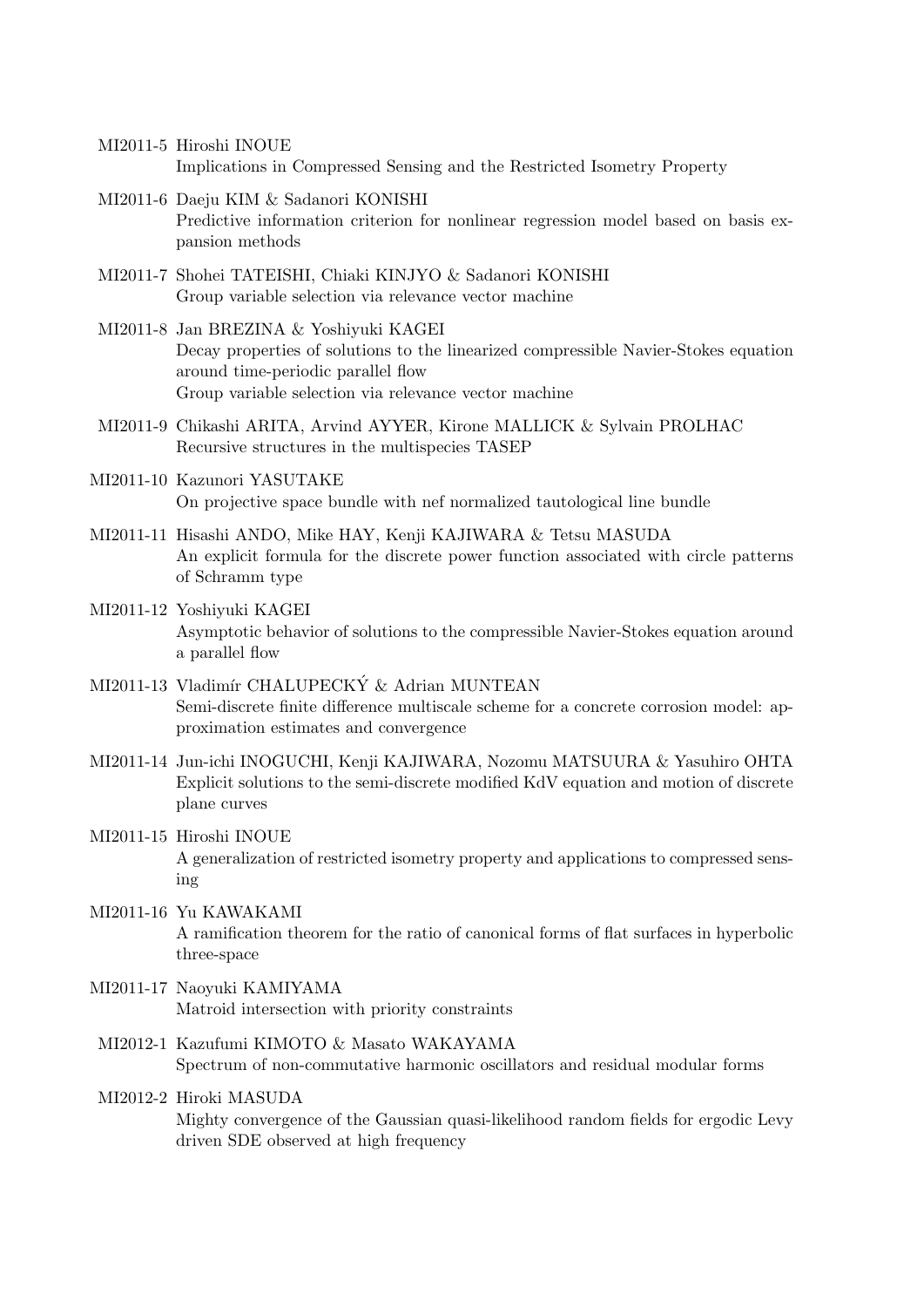MI2011-5 Hiroshi INOUE
Implications in Compressed Sensing and the Restricted Isometry Property

MI2011-6 Daeju KIM & Sadanori KONISHI
Predictive information criterion for nonlinear regression model based on basis expansion methods

MI2011-7 Shohei TATEISHI, Chiaki KINJYO & Sadanori KONISHI
Group variable selection via relevance vector machine

MI2011-8 Jan BREZINA & Yoshiyuki KAGEI
Decay properties of solutions to the linearized compressible Navier-Stokes equation around time-periodic parallel flow
Group variable selection via relevance vector machine

MI2011-9 Chikashi ARITA, Arvind AYYER, Kirone MALLICK & Sylvain PROLHAC
Recursive structures in the multispecies TASEP

MI2011-10 Kazunori YASUTAKE
On projective space bundle with nef normalized tautological line bundle

MI2011-11 Hisashi ANDO, Mike HAY, Kenji KAJIWARA & Tetsu MASUDA
An explicit formula for the discrete power function associated with circle patterns of Schramm type

MI2011-12 Yoshiyuki KAGEI
Asymptotic behavior of solutions to the compressible Navier-Stokes equation around a parallel flow

MI2011-13 Vladimír CHALUPECKÝ & Adrian MUNTEAN
Semi-discrete finite difference multiscale scheme for a concrete corrosion model: approximation estimates and convergence

MI2011-14 Jun-ichi INOGUCHI, Kenji KAJIWARA, Nozomu MATSUURA & Yasuhiro OHTA
Explicit solutions to the semi-discrete modified KdV equation and motion of discrete plane curves

MI2011-15 Hiroshi INOUE
A generalization of restricted isometry property and applications to compressed sensing

MI2011-16 Yu KAWAKAMI
A ramification theorem for the ratio of canonical forms of flat surfaces in hyperbolic three-space

MI2011-17 Naoyuki KAMIYAMA
Matroid intersection with priority constraints

MI2012-1 Kazufumi KIMOTO & Masato WAKAYAMA
Spectrum of non-commutative harmonic oscillators and residual modular forms

MI2012-2 Hiroki MASUDA
Mighty convergence of the Gaussian quasi-likelihood random fields for ergodic Levy driven SDE observed at high frequency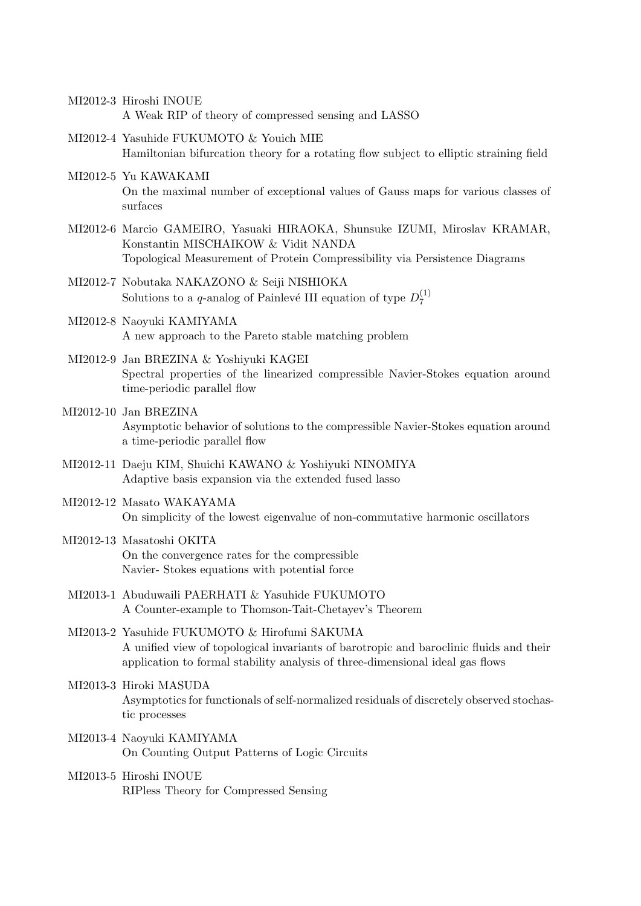MI2012-3 Hiroshi INOUE
A Weak RIP of theory of compressed sensing and LASSO

MI2012-4 Yasuhide FUKUMOTO & Youich MIE
Hamiltonian bifurcation theory for a rotating flow subject to elliptic straining field

MI2012-5 Yu KAWAKAMI
On the maximal number of exceptional values of Gauss maps for various classes of surfaces

MI2012-6 Marcio GAMEIRO, Yasuaki HIRAOKA, Shunsuke IZUMI, Miroslav KRAMAR, Konstantin MISCHAIKOW & Vidit NANDA
Topological Measurement of Protein Compressibility via Persistence Diagrams

MI2012-7 Nobutaka NAKAZONO & Seiji NISHIOKA
Solutions to a $q$-analog of Painlevé III equation of type $D_7^{(1)}$

MI2012-8 Naoyuki KAMIYAMA
A new approach to the Pareto stable matching problem

MI2012-9 Jan BREZINA & Yoshiyuki KAGEI
Spectral properties of the linearized compressible Navier-Stokes equation around time-periodic parallel flow

MI2012-10 Jan BREZINA
Asymptotic behavior of solutions to the compressible Navier-Stokes equation around a time-periodic parallel flow

MI2012-11 Daeju KIM, Shuichi KAWANO & Yoshiyuki NINOMIYA
Adaptive basis expansion via the extended fused lasso

MI2012-12 Masato WAKAYAMA
On simplicity of the lowest eigenvalue of non-commutative harmonic oscillators

MI2012-13 Masatoshi OKITA
On the convergence rates for the compressible Navier- Stokes equations with potential force

MI2013-1 Abuduwaili PAERHATI & Yasuhide FUKUMOTO
A Counter-example to Thomson-Tait-Chetayev's Theorem

MI2013-2 Yasuhide FUKUMOTO & Hirofumi SAKUMA
A unified view of topological invariants of barotropic and baroclinic fluids and their application to formal stability analysis of three-dimensional ideal gas flows

MI2013-3 Hiroki MASUDA
Asymptotics for functionals of self-normalized residuals of discretely observed stochastic processes

MI2013-4 Naoyuki KAMIYAMA
On Counting Output Patterns of Logic Circuits

MI2013-5 Hiroshi INOUE
RIPless Theory for Compressed Sensing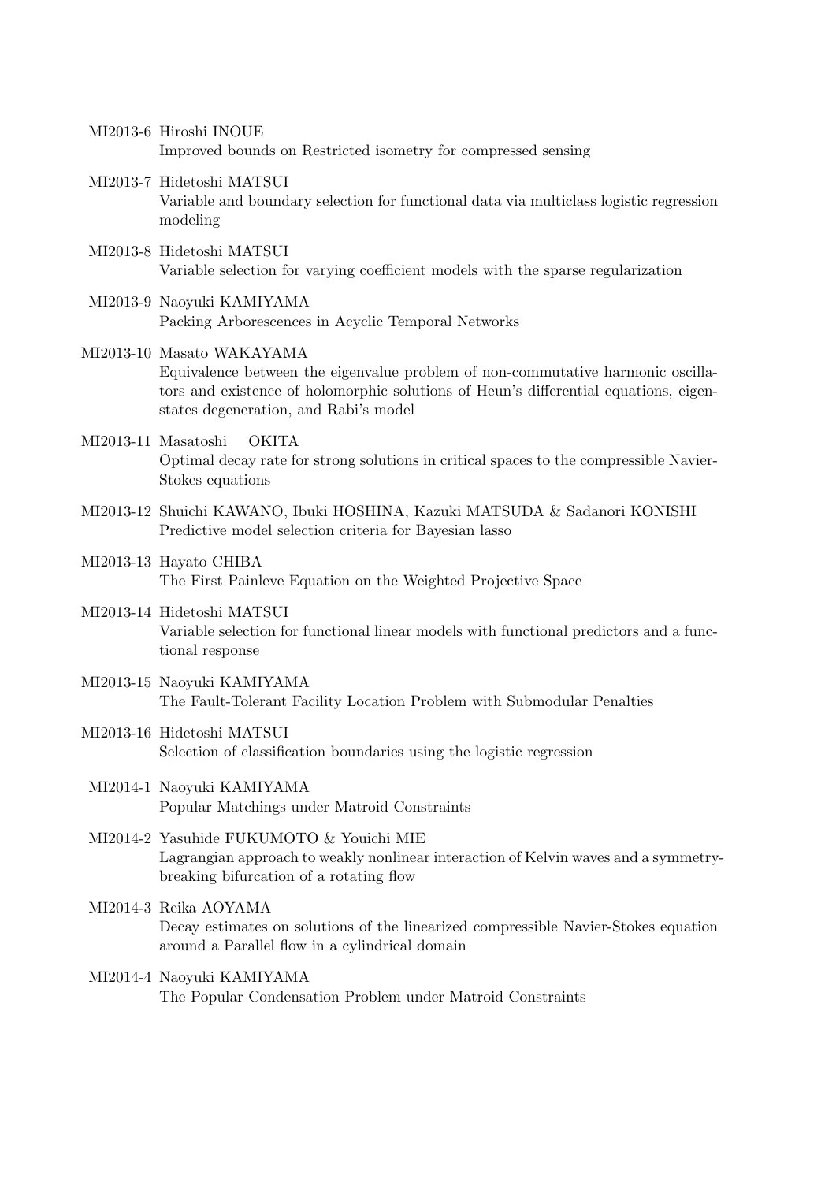MI2013-6 Hiroshi INOUE
Improved bounds on Restricted isometry for compressed sensing

MI2013-7 Hidetoshi MATSUI
Variable and boundary selection for functional data via multiclass logistic regression modeling

MI2013-8 Hidetoshi MATSUI
Variable selection for varying coefficient models with the sparse regularization

MI2013-9 Naoyuki KAMIYAMA
Packing Arborescences in Acyclic Temporal Networks

MI2013-10 Masato WAKAYAMA
Equivalence between the eigenvalue problem of non-commutative harmonic oscillators and existence of holomorphic solutions of Heun's differential equations, eigenstates degeneration, and Rabi's model

MI2013-11 Masatoshi OKITA
Optimal decay rate for strong solutions in critical spaces to the compressible Navier-Stokes equations

MI2013-12 Shuichi KAWANO, Ibuki HOSHINA, Kazuki MATSUDA & Sadanori KONISHI
Predictive model selection criteria for Bayesian lasso

MI2013-13 Hayato CHIBA
The First Painleve Equation on the Weighted Projective Space

MI2013-14 Hidetoshi MATSUI
Variable selection for functional linear models with functional predictors and a functional response

MI2013-15 Naoyuki KAMIYAMA
The Fault-Tolerant Facility Location Problem with Submodular Penalties

MI2013-16 Hidetoshi MATSUI
Selection of classification boundaries using the logistic regression

MI2014-1 Naoyuki KAMIYAMA
Popular Matchings under Matroid Constraints

MI2014-2 Yasuhide FUKUMOTO & Youichi MIE
Lagrangian approach to weakly nonlinear interaction of Kelvin waves and a symmetry-breaking bifurcation of a rotating flow

MI2014-3 Reika AOYAMA
Decay estimates on solutions of the linearized compressible Navier-Stokes equation around a Parallel flow in a cylindrical domain

MI2014-4 Naoyuki KAMIYAMA
The Popular Condensation Problem under Matroid Constraints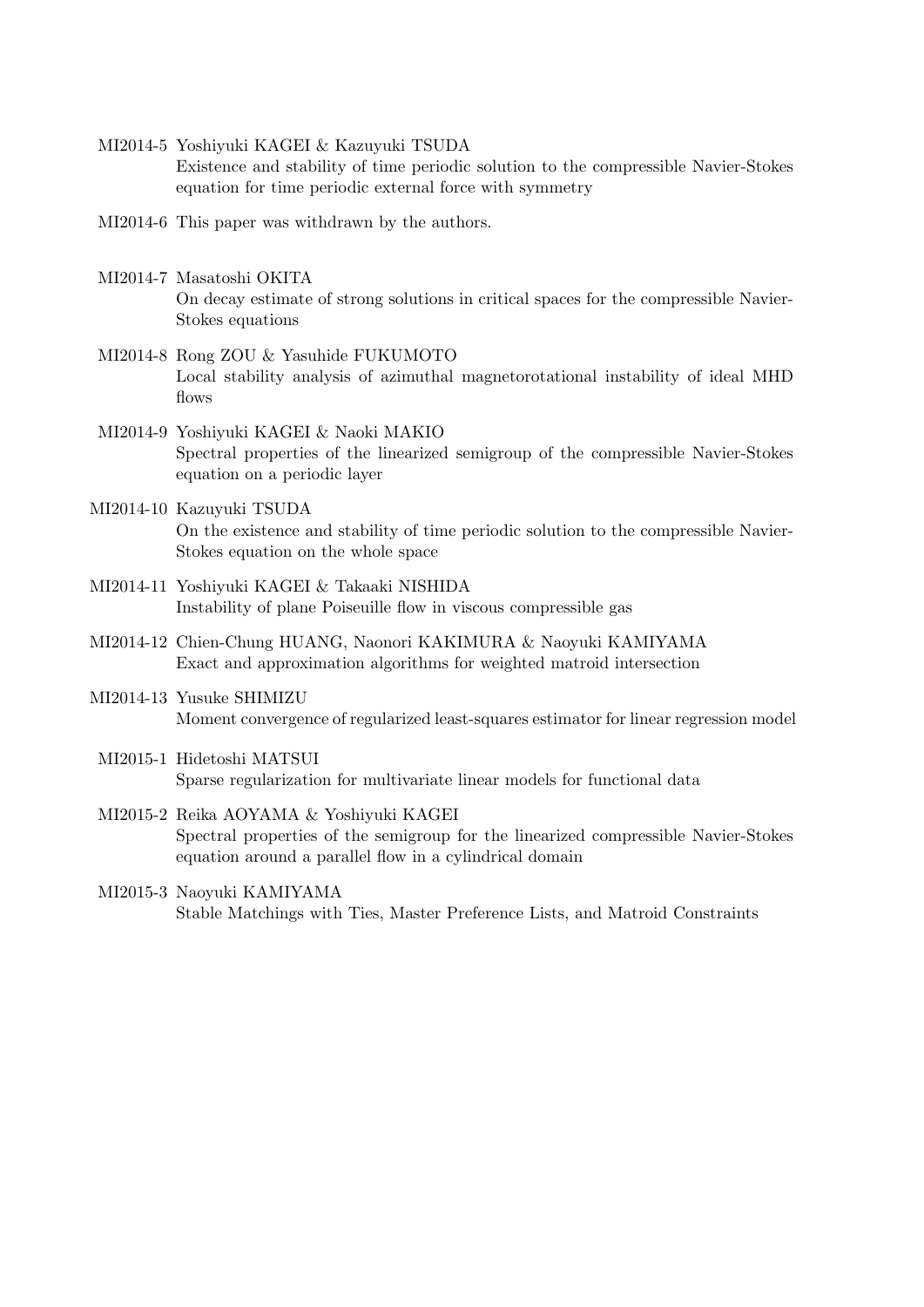MI2014-5 Yoshiyuki KAGEI & Kazuyuki TSUDA
Existence and stability of time periodic solution to the compressible Navier-Stokes equation for time periodic external force with symmetry

MI2014-6 This paper was withdrawn by the authors.

MI2014-7 Masatoshi OKITA
On decay estimate of strong solutions in critical spaces for the compressible Navier-Stokes equations

MI2014-8 Rong ZOU & Yasuhide FUKUMOTO
Local stability analysis of azimuthal magnetorotational instability of ideal MHD flows

MI2014-9 Yoshiyuki KAGEI & Naoki MAKIO
Spectral properties of the linearized semigroup of the compressible Navier-Stokes equation on a periodic layer

MI2014-10 Kazuyuki TSUDA
On the existence and stability of time periodic solution to the compressible Navier-Stokes equation on the whole space

MI2014-11 Yoshiyuki KAGEI & Takaaki NISHIDA
Instability of plane Poiseuille flow in viscous compressible gas

MI2014-12 Chien-Chung HUANG, Naonori KAKIMURA & Naoyuki KAMIYAMA
Exact and approximation algorithms for weighted matroid intersection

MI2014-13 Yusuke SHIMIZU
Moment convergence of regularized least-squares estimator for linear regression model

MI2015-1 Hidetoshi MATSUI
Sparse regularization for multivariate linear models for functional data

MI2015-2 Reika AOYAMA & Yoshiyuki KAGEI
Spectral properties of the semigroup for the linearized compressible Navier-Stokes equation around a parallel flow in a cylindrical domain

MI2015-3 Naoyuki KAMIYAMA
Stable Matchings with Ties, Master Preference Lists, and Matroid Constraints